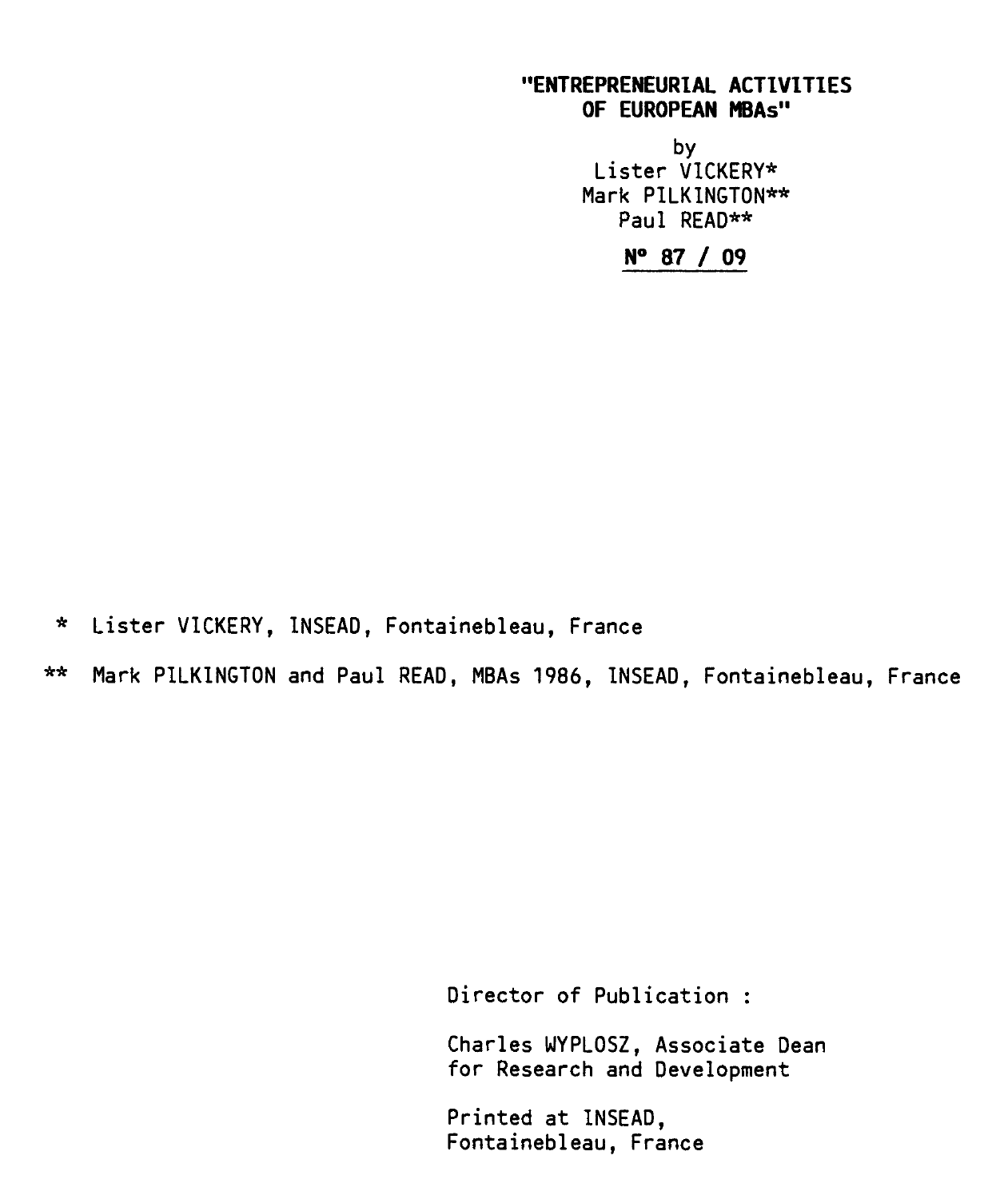# "ENTREPRENEURIAL ACTIVITIES OF EUROPEAN MBAs"

by

Lister VICKERY*

Mark PILKINGTON**

Paul READ**

**N° 87 / 09**

\* Lister VICKERY, INSEAD, Fontainebleau, France

\*\* Mark PILKINGTON and Paul READ, MBAs 1986, INSEAD, Fontainebleau, France

Director of Publication :

Charles WYPLOSZ, Associate Dean for Research and Development

Printed at INSEAD, Fontainebleau, France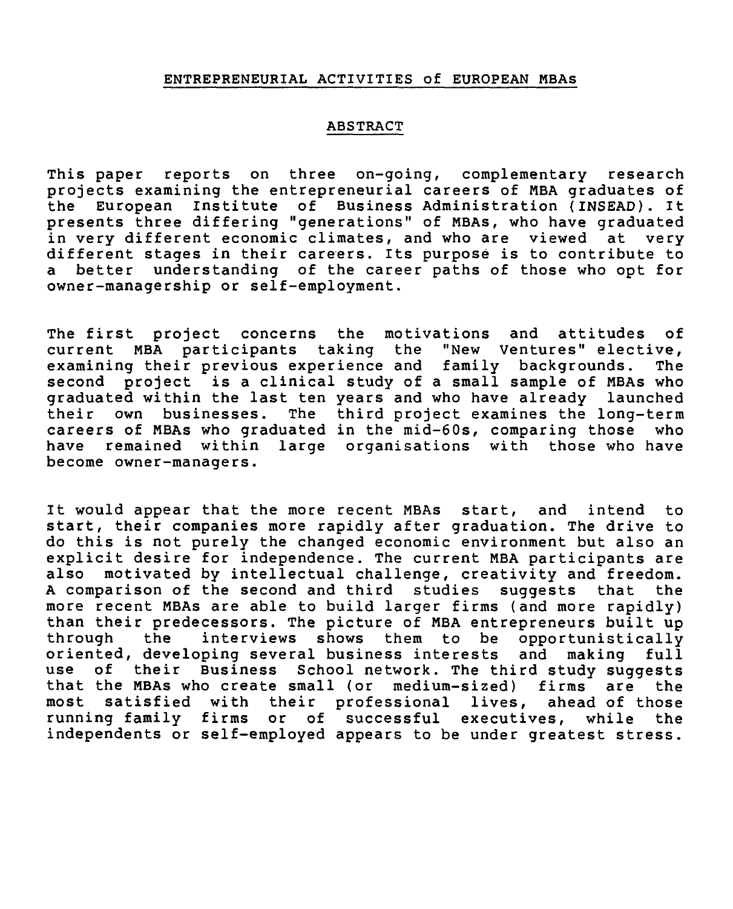## ENTREPRENEURIAL ACTIVITIES of EUROPEAN MBAs

### ABSTRACT

This paper reports on three on-going, complementary research projects examining the entrepreneurial careers of MBA graduates of the European Institute of Business Administration (INSEAD). It presents three differing "generations" of MBAs, who have graduated in very different economic climates, and who are viewed at very different stages in their careers. Its purpose is to contribute to a better understanding of the career paths of those who opt for owner-managership or self-employment.

The first project concerns the motivations and attitudes of current MBA participants taking the "New Ventures" elective, examining their previous experience and family backgrounds. The second project is a clinical study of a small sample of MBAs who graduated within the last ten years and who have already launched their own businesses. The third project examines the long-term careers of MBAs who graduated in the mid-60s, comparing those who have remained within large organisations with those who have become owner-managers.

It would appear that the more recent MBAs start, and intend to start, their companies more rapidly after graduation. The drive to do this is not purely the changed economic environment but also an explicit desire for independence. The current MBA participants are also motivated by intellectual challenge, creativity and freedom. A comparison of the second and third studies suggests that the more recent MBAs are able to build larger firms (and more rapidly) than their predecessors. The picture of MBA entrepreneurs built up through the interviews shows them to be opportunistically oriented, developing several business interests and making full use of their Business School network. The third study suggests that the MBAs who create small (or medium-sized) firms are the most satisfied with their professional lives, ahead of those running family firms or of successful executives, while the independents or self-employed appears to be under greatest stress.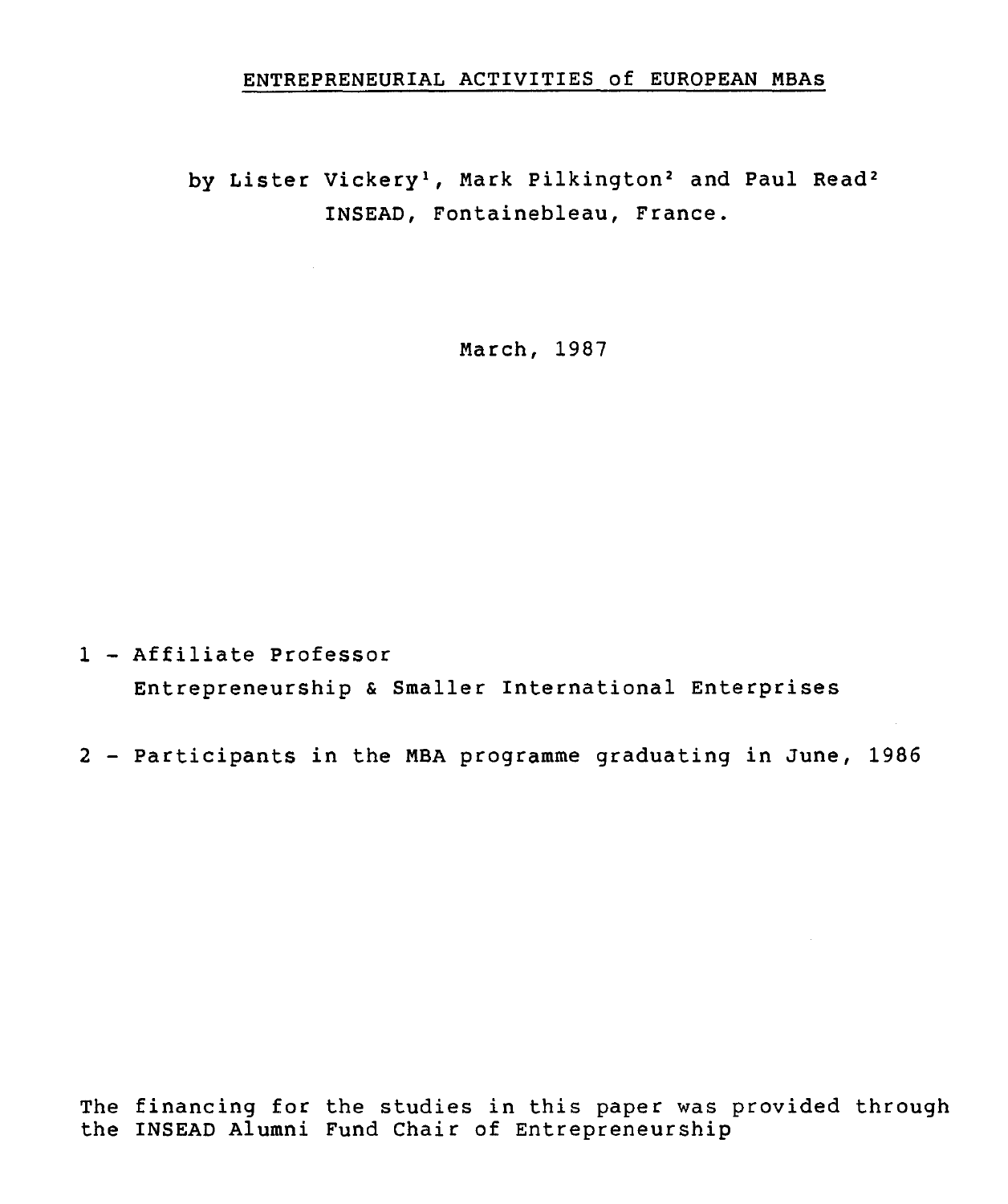# ENTREPRENEURIAL ACTIVITIES of EUROPEAN MBAs

by Lister Vickery[1], Mark Pilkington[2] and Paul Read[2]
INSEAD, Fontainebleau, France.

March, 1987

1 - Affiliate Professor
Entrepreneurship & Smaller International Enterprises

2 - Participants in the MBA programme graduating in June, 1986

The financing for the studies in this paper was provided through the INSEAD Alumni Fund Chair of Entrepreneurship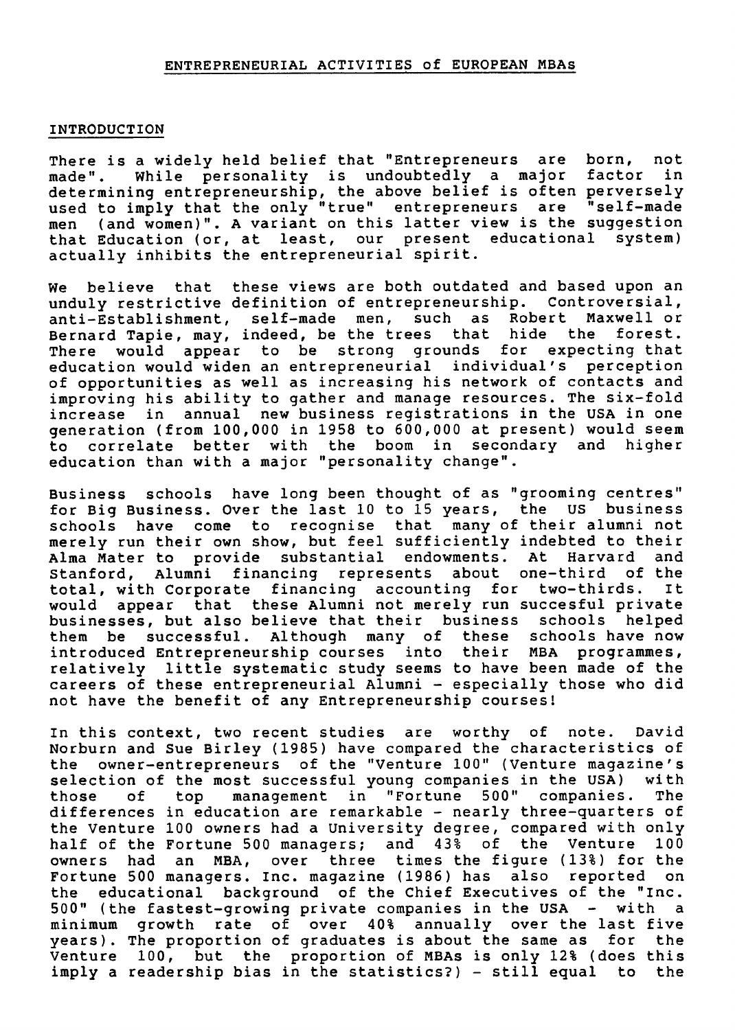## ENTREPRENEURIAL ACTIVITIES of EUROPEAN MBAs

### INTRODUCTION

There is a widely held belief that "Entrepreneurs are born, not made". While personality is undoubtedly a major factor in determining entrepreneurship, the above belief is often perversely used to imply that the only "true" entrepreneurs are "self-made men (and women)". A variant on this latter view is the suggestion that Education (or, at least, our present educational system) actually inhibits the entrepreneurial spirit.

We believe that these views are both outdated and based upon an unduly restrictive definition of entrepreneurship. Controversial, anti-Establishment, self-made men, such as Robert Maxwell or Bernard Tapie, may, indeed, be the trees that hide the forest. There would appear to be strong grounds for expecting that education would widen an entrepreneurial individual's perception of opportunities as well as increasing his network of contacts and improving his ability to gather and manage resources. The six-fold increase in annual new business registrations in the USA in one generation (from 100,000 in 1958 to 600,000 at present) would seem to correlate better with the boom in secondary and higher education than with a major "personality change".

Business schools have long been thought of as "grooming centres" for Big Business. Over the last 10 to 15 years, the US business schools have come to recognise that many of their alumni not merely run their own show, but feel sufficiently indebted to their Alma Mater to provide substantial endowments. At Harvard and Stanford, Alumni financing represents about one-third of the total, with Corporate financing accounting for two-thirds. It would appear that these Alumni not merely run succesful private businesses, but also believe that their business schools helped them be successful. Although many of these schools have now introduced Entrepreneurship courses into their MBA programmes, relatively little systematic study seems to have been made of the careers of these entrepreneurial Alumni - especially those who did not have the benefit of any Entrepreneurship courses!

In this context, two recent studies are worthy of note. David Norburn and Sue Birley (1985) have compared the characteristics of the owner-entrepreneurs of the "Venture 100" (Venture magazine's selection of the most successful young companies in the USA) with those of top management in "Fortune 500" companies. The differences in education are remarkable - nearly three-quarters of the Venture 100 owners had a University degree, compared with only half of the Fortune 500 managers; and 43% of the Venture 100 owners had an MBA, over three times the figure (13%) for the Fortune 500 managers. Inc. magazine (1986) has also reported on the educational background of the Chief Executives of the "Inc. 500" (the fastest-growing private companies in the USA - with a minimum growth rate of over 40% annually over the last five years). The proportion of graduates is about the same as for the Venture 100, but the proportion of MBAs is only 12% (does this imply a readership bias in the statistics?) - still equal to the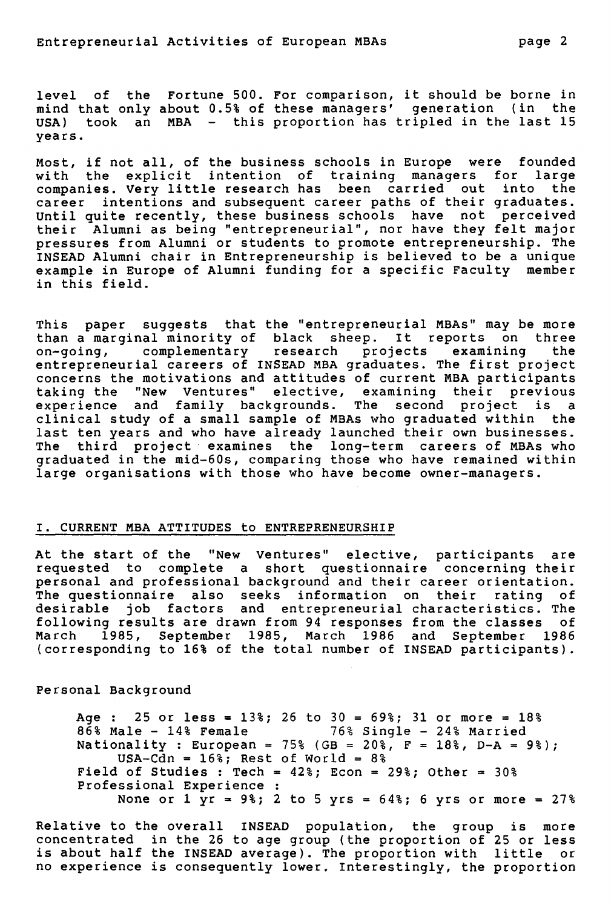level of the Fortune 500. For comparison, it should be borne in mind that only about 0.5% of these managers' generation (in the USA) took an MBA - this proportion has tripled in the last 15 years.

Most, if not all, of the business schools in Europe were founded with the explicit intention of training managers for large companies. Very little research has been carried out into the career intentions and subsequent career paths of their graduates. Until quite recently, these business schools have not perceived their Alumni as being "entrepreneurial", nor have they felt major pressures from Alumni or students to promote entrepreneurship. The INSEAD Alumni chair in Entrepreneurship is believed to be a unique example in Europe of Alumni funding for a specific Faculty member in this field.

This paper suggests that the "entrepreneurial MBAs" may be more than a marginal minority of black sheep. It reports on three on-going, complementary research projects examining the entrepreneurial careers of INSEAD MBA graduates. The first project concerns the motivations and attitudes of current MBA participants taking the "New Ventures" elective, examining their previous experience and family backgrounds. The second project is a clinical study of a small sample of MBAs who graduated within the last ten years and who have already launched their own businesses. The third project examines the long-term careers of MBAs who graduated in the mid-60s, comparing those who have remained within large organisations with those who have become owner-managers.

## I. CURRENT MBA ATTITUDES to ENTREPRENEURSHIP

At the start of the "New Ventures" elective, participants are requested to complete a short questionnaire concerning their personal and professional background and their career orientation. The questionnaire also seeks information on their rating of desirable job factors and entrepreneurial characteristics. The following results are drawn from 94 responses from the classes of March 1985, September 1985, March 1986 and September 1986 (corresponding to 16% of the total number of INSEAD participants).

### Personal Background

Age : 25 or less = 13%; 26 to 30 = 69%; 31 or more = 18%
86% Male - 14% Female 76% Single - 24% Married
Nationality : European = 75% (GB = 20%, F = 18%, D-A = 9%);
USA-Cdn = 16%; Rest of World = 8%
Field of Studies : Tech = 42%; Econ = 29%; Other = 30%
Professional Experience :
None or 1 yr = 9%; 2 to 5 yrs = 64%; 6 yrs or more = 27%

Relative to the overall INSEAD population, the group is more concentrated in the 26 to age group (the proportion of 25 or less is about half the INSEAD average). The proportion with little or no experience is consequently lower. Interestingly, the proportion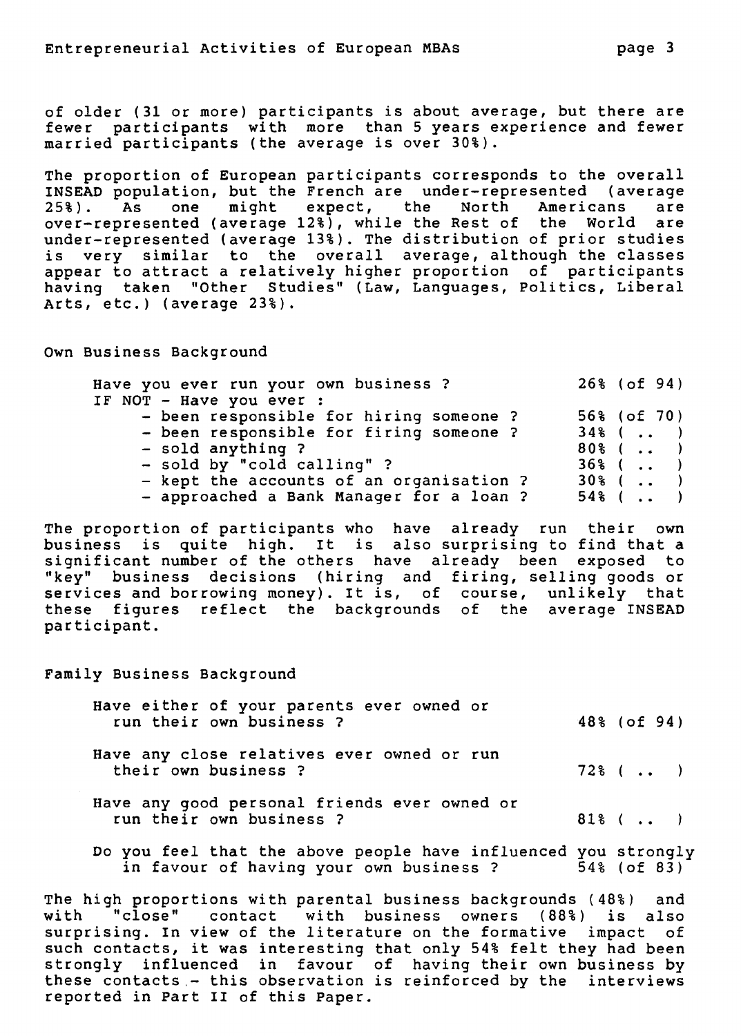of older (31 or more) participants is about average, but there are fewer participants with more than 5 years experience and fewer married participants (the average is over 30%).

The proportion of European participants corresponds to the overall INSEAD population, but the French are under-represented (average 25%). As one might expect, the North Americans are over-represented (average 12%), while the Rest of the World are under-represented (average 13%). The distribution of prior studies is very similar to the overall average, although the classes appear to attract a relatively higher proportion of participants having taken "Other Studies" (Law, Languages, Politics, Liberal Arts, etc.) (average 23%).

### Own Business Background

| | |
|---|---|
| Have you ever run your own business ? | 26% (of 94) |
| IF NOT - Have you ever : | |
| - been responsible for hiring someone ? | 56% (of 70) |
| - been responsible for firing someone ? | 34% ( .. ) |
| - sold anything ? | 80% ( .. ) |
| - sold by "cold calling" ? | 36% ( .. ) |
| - kept the accounts of an organisation ? | 30% ( .. ) |
| - approached a Bank Manager for a loan ? | 54% ( .. ) |

The proportion of participants who have already run their own business is quite high. It is also surprising to find that a significant number of the others have already been exposed to "key" business decisions (hiring and firing, selling goods or services and borrowing money). It is, of course, unlikely that these figures reflect the backgrounds of the average INSEAD participant.

### Family Business Background

| | |
|---|---|
| Have either of your parents ever owned or run their own business ? | 48% (of 94) |
| Have any close relatives ever owned or run their own business ? | 72% ( .. ) |
| Have any good personal friends ever owned or run their own business ? | 81% ( .. ) |
| Do you feel that the above people have influenced you strongly in favour of having your own business ? | 54% (of 83) |

The high proportions with parental business backgrounds (48%) and with "close" contact with business owners (88%) is also surprising. In view of the literature on the formative impact of such contacts, it was interesting that only 54% felt they had been strongly influenced in favour of having their own business by these contacts - this observation is reinforced by the interviews reported in Part II of this Paper.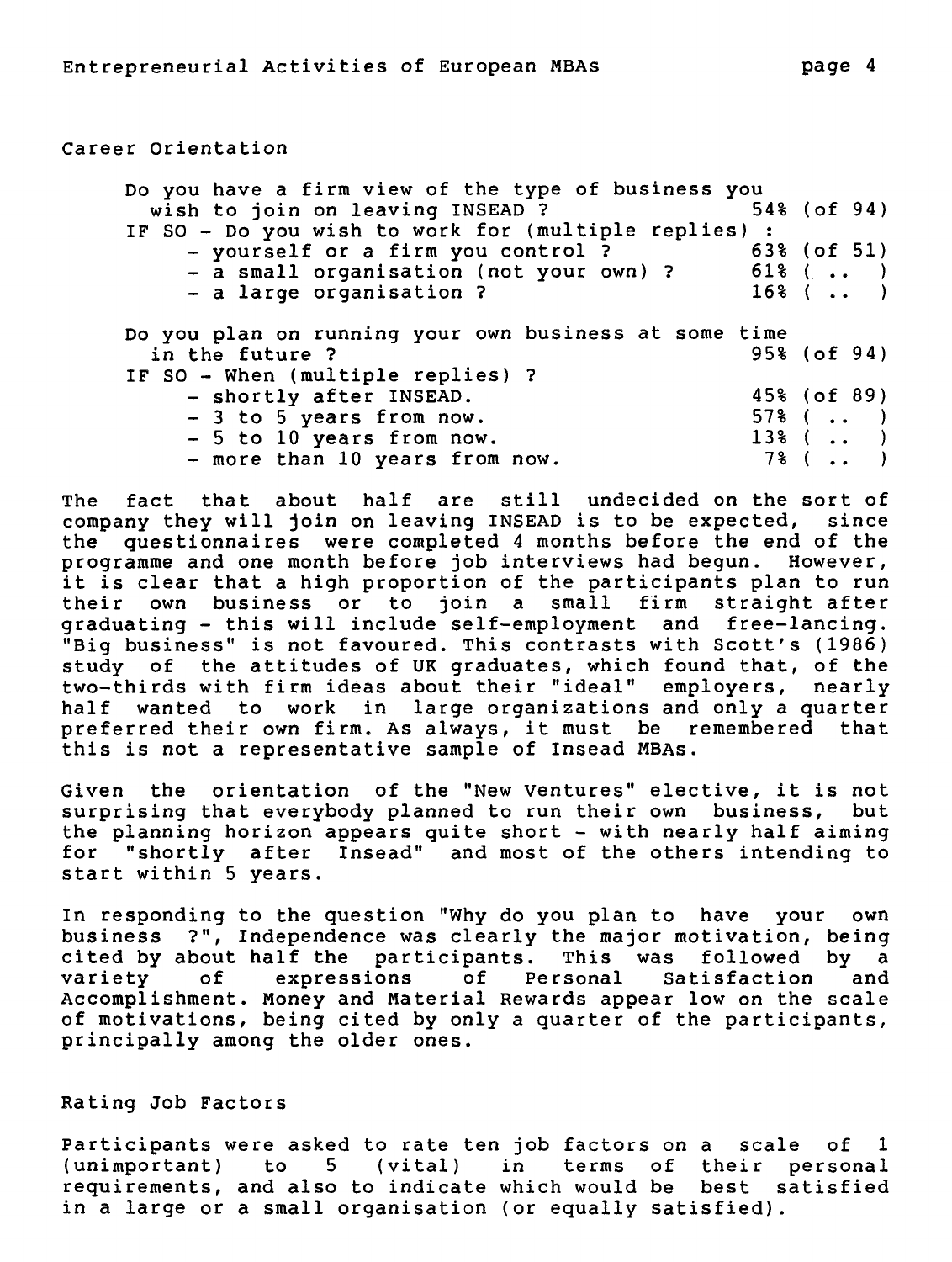## Career Orientation

| | |
|---|---|
| Do you have a firm view of the type of business you wish to join on leaving INSEAD ? | 54% (of 94) |
| IF SO - Do you wish to work for (multiple replies) : | |
| - yourself or a firm you control ? | 63% (of 51) |
| - a small organisation (not your own) ? | 61% ( .. ) |
| - a large organisation ? | 16% ( .. ) |
| | |
| Do you plan on running your own business at some time in the future ? | 95% (of 94) |
| IF SO - When (multiple replies) ? | |
| - shortly after INSEAD. | 45% (of 89) |
| - 3 to 5 years from now. | 57% ( .. ) |
| - 5 to 10 years from now. | 13% ( .. ) |
| - more than 10 years from now. | 7% ( .. ) |

The fact that about half are still undecided on the sort of company they will join on leaving INSEAD is to be expected, since the questionnaires were completed 4 months before the end of the programme and one month before job interviews had begun. However, it is clear that a high proportion of the participants plan to run their own business or to join a small firm straight after graduating - this will include self-employment and free-lancing. "Big business" is not favoured. This contrasts with Scott's (1986) study of the attitudes of UK graduates, which found that, of the two-thirds with firm ideas about their "ideal" employers, nearly half wanted to work in large organizations and only a quarter preferred their own firm. As always, it must be remembered that this is not a representative sample of Insead MBAs.

Given the orientation of the "New Ventures" elective, it is not surprising that everybody planned to run their own business, but the planning horizon appears quite short - with nearly half aiming for "shortly after Insead" and most of the others intending to start within 5 years.

In responding to the question "Why do you plan to have your own business ?", Independence was clearly the major motivation, being cited by about half the participants. This was followed by a variety of expressions of Personal Satisfaction and Accomplishment. Money and Material Rewards appear low on the scale of motivations, being cited by only a quarter of the participants, principally among the older ones.

## Rating Job Factors

Participants were asked to rate ten job factors on a scale of 1 (unimportant) to 5 (vital) in terms of their personal requirements, and also to indicate which would be best satisfied in a large or a small organisation (or equally satisfied).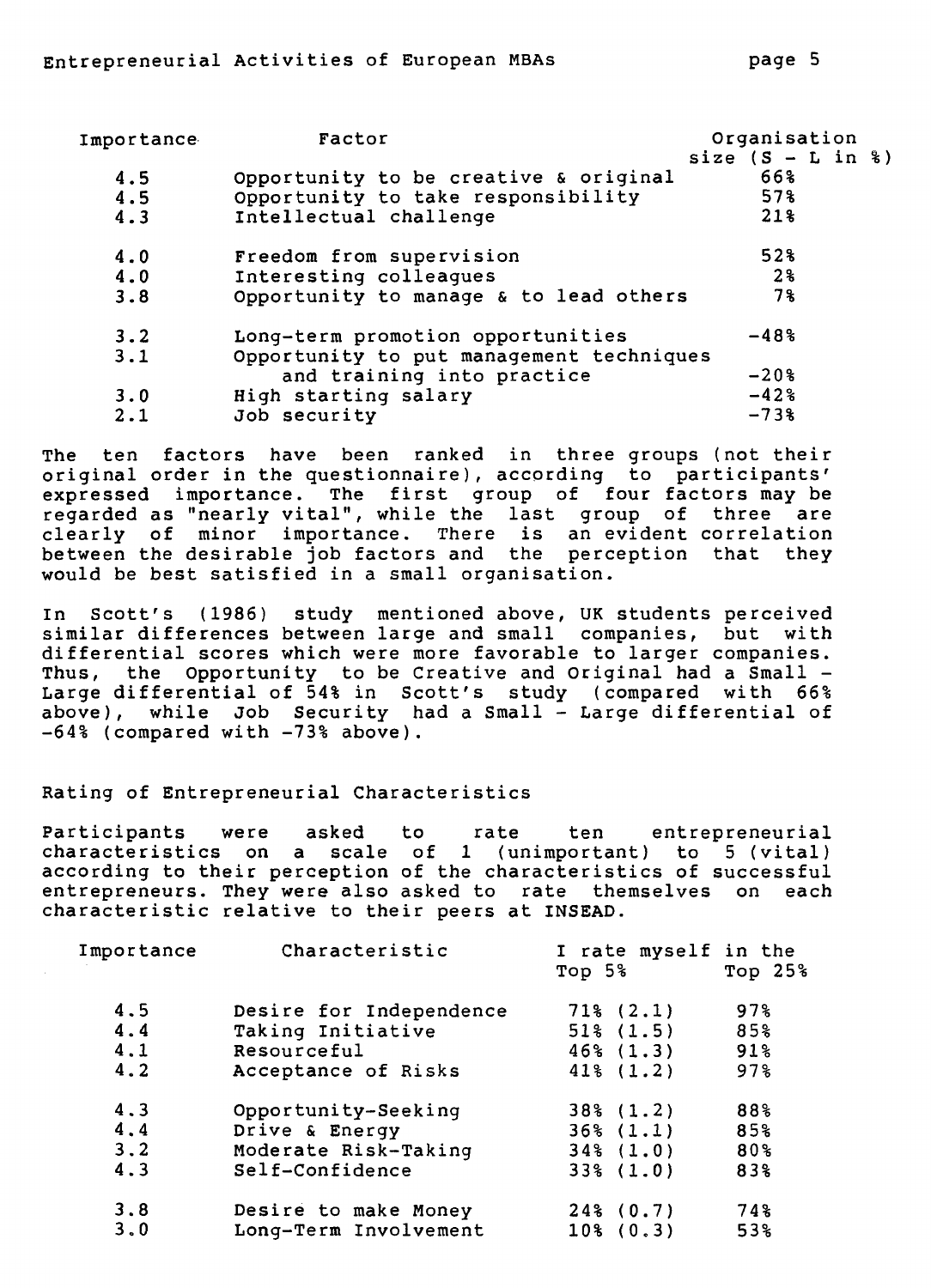| Importance | Factor | Organisation size (S - L in %) |
|---|---|---|
| 4.5 | Opportunity to be creative & original | 66% |
| 4.5 | Opportunity to take responsibility | 57% |
| 4.3 | Intellectual challenge | 21% |
| 4.0 | Freedom from supervision | 52% |
| 4.0 | Interesting colleagues | 2% |
| 3.8 | Opportunity to manage & to lead others | 7% |
| 3.2 | Long-term promotion opportunities | -48% |
| 3.1 | Opportunity to put management techniques and training into practice | -20% |
| 3.0 | High starting salary | -42% |
| 2.1 | Job security | -73% |

The ten factors have been ranked in three groups (not their original order in the questionnaire), according to participants' expressed importance. The first group of four factors may be regarded as "nearly vital", while the last group of three are clearly of minor importance. There is an evident correlation between the desirable job factors and the perception that they would be best satisfied in a small organisation.

In Scott's (1986) study mentioned above, UK students perceived similar differences between large and small companies, but with differential scores which were more favorable to larger companies. Thus, the Opportunity to be Creative and Original had a Small - Large differential of 54% in Scott's study (compared with 66% above), while Job Security had a Small - Large differential of -64% (compared with -73% above).

## Rating of Entrepreneurial Characteristics

Participants were asked to rate ten entrepreneurial characteristics on a scale of 1 (unimportant) to 5 (vital) according to their perception of the characteristics of successful entrepreneurs. They were also asked to rate themselves on each characteristic relative to their peers at INSEAD.

| Importance | Characteristic | I rate myself in the Top 5% | Top 25% |
|---|---|---|---|
| 4.5 | Desire for Independence | 71% (2.1) | 97% |
| 4.4 | Taking Initiative | 51% (1.5) | 85% |
| 4.1 | Resourceful | 46% (1.3) | 91% |
| 4.2 | Acceptance of Risks | 41% (1.2) | 97% |
| 4.3 | Opportunity-Seeking | 38% (1.2) | 88% |
| 4.4 | Drive & Energy | 36% (1.1) | 85% |
| 3.2 | Moderate Risk-Taking | 34% (1.0) | 80% |
| 4.3 | Self-Confidence | 33% (1.0) | 83% |
| 3.8 | Desire to make Money | 24% (0.7) | 74% |
| 3.0 | Long-Term Involvement | 10% (0.3) | 53% |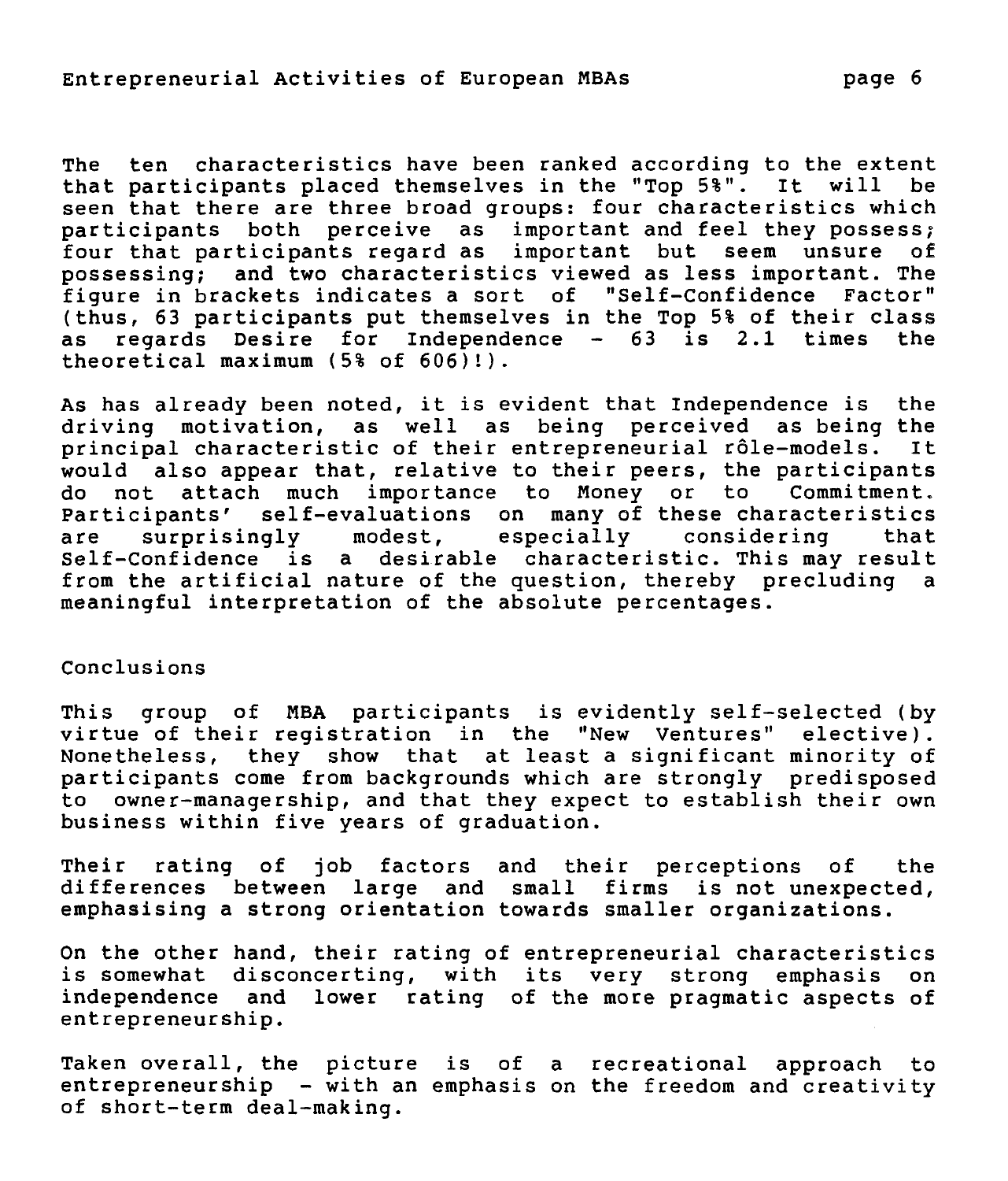The ten characteristics have been ranked according to the extent that participants placed themselves in the "Top 5%". It will be seen that there are three broad groups: four characteristics which participants both perceive as important and feel they possess; four that participants regard as important but seem unsure of possessing; and two characteristics viewed as less important. The figure in brackets indicates a sort of "Self-Confidence Factor" (thus, 63 participants put themselves in the Top 5% of their class as regards Desire for Independence - 63 is 2.1 times the theoretical maximum (5% of 606)!).

As has already been noted, it is evident that Independence is the driving motivation, as well as being perceived as being the principal characteristic of their entrepreneurial rôle-models. It would also appear that, relative to their peers, the participants do not attach much importance to Money or to Commitment. Participants' self-evaluations on many of these characteristics are surprisingly modest, especially considering that Self-Confidence is a desirable characteristic. This may result from the artificial nature of the question, thereby precluding a meaningful interpretation of the absolute percentages.

## Conclusions

This group of MBA participants is evidently self-selected (by virtue of their registration in the "New Ventures" elective). Nonetheless, they show that at least a significant minority of participants come from backgrounds which are strongly predisposed to owner-managership, and that they expect to establish their own business within five years of graduation.

Their rating of job factors and their perceptions of the differences between large and small firms is not unexpected, emphasising a strong orientation towards smaller organizations.

On the other hand, their rating of entrepreneurial characteristics is somewhat disconcerting, with its very strong emphasis on independence and lower rating of the more pragmatic aspects of entrepreneurship.

Taken overall, the picture is of a recreational approach to entrepreneurship - with an emphasis on the freedom and creativity of short-term deal-making.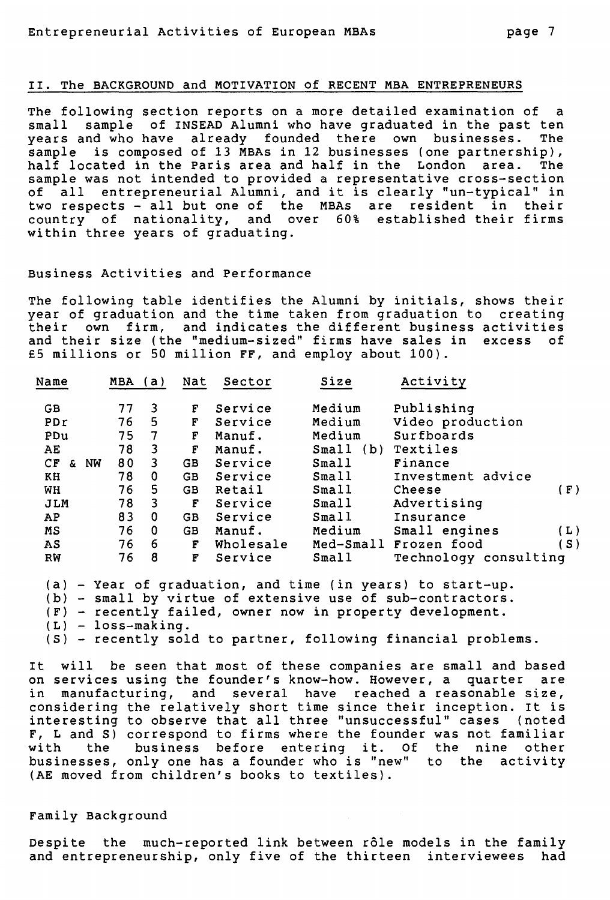## II. The BACKGROUND and MOTIVATION of RECENT MBA ENTREPRENEURS

The following section reports on a more detailed examination of a small sample of INSEAD Alumni who have graduated in the past ten years and who have already founded there own businesses. The sample is composed of 13 MBAs in 12 businesses (one partnership), half located in the Paris area and half in the London area. The sample was not intended to provided a representative cross-section of all entrepreneurial Alumni, and it is clearly "un-typical" in two respects - all but one of the MBAs are resident in their country of nationality, and over 60% established their firms within three years of graduating.

### Business Activities and Performance

The following table identifies the Alumni by initials, shows their year of graduation and the time taken from graduation to creating their own firm, and indicates the different business activities and their size (the "medium-sized" firms have sales in excess of £5 millions or 50 million FF, and employ about 100).

| Name | MBA (a) | | Nat | Sector | Size | Activity | |
|---|---|---|---|---|---|---|---|
| GB | 77 | 3 | F | Service | Medium | Publishing | |
| PDr | 76 | 5 | F | Service | Medium | Video production | |
| PDu | 75 | 7 | F | Manuf. | Medium | Surfboards | |
| AE | 78 | 3 | F | Manuf. | Small (b) | Textiles | |
| CF & NW | 80 | 3 | GB | Service | Small | Finance | |
| KH | 78 | 0 | GB | Service | Small | Investment advice | |
| WH | 76 | 5 | GB | Retail | Small | Cheese | (F) |
| JLM | 78 | 3 | F | Service | Small | Advertising | |
| AP | 83 | 0 | GB | Service | Small | Insurance | |
| MS | 76 | 0 | GB | Manuf. | Medium | Small engines | (L) |
| AS | 76 | 6 | F | Wholesale | Med-Small | Frozen food | (S) |
| RW | 76 | 8 | F | Service | Small | Technology consulting | |

(a) - Year of graduation, and time (in years) to start-up.
(b) - small by virtue of extensive use of sub-contractors.
(F) - recently failed, owner now in property development.
(L) - loss-making.
(S) - recently sold to partner, following financial problems.

It will be seen that most of these companies are small and based on services using the founder's know-how. However, a quarter are in manufacturing, and several have reached a reasonable size, considering the relatively short time since their inception. It is interesting to observe that all three "unsuccessful" cases (noted F, L and S) correspond to firms where the founder was not familiar with the business before entering it. Of the nine other businesses, only one has a founder who is "new" to the activity (AE moved from children's books to textiles).

### Family Background

Despite the much-reported link between rôle models in the family and entrepreneurship, only five of the thirteen interviewees had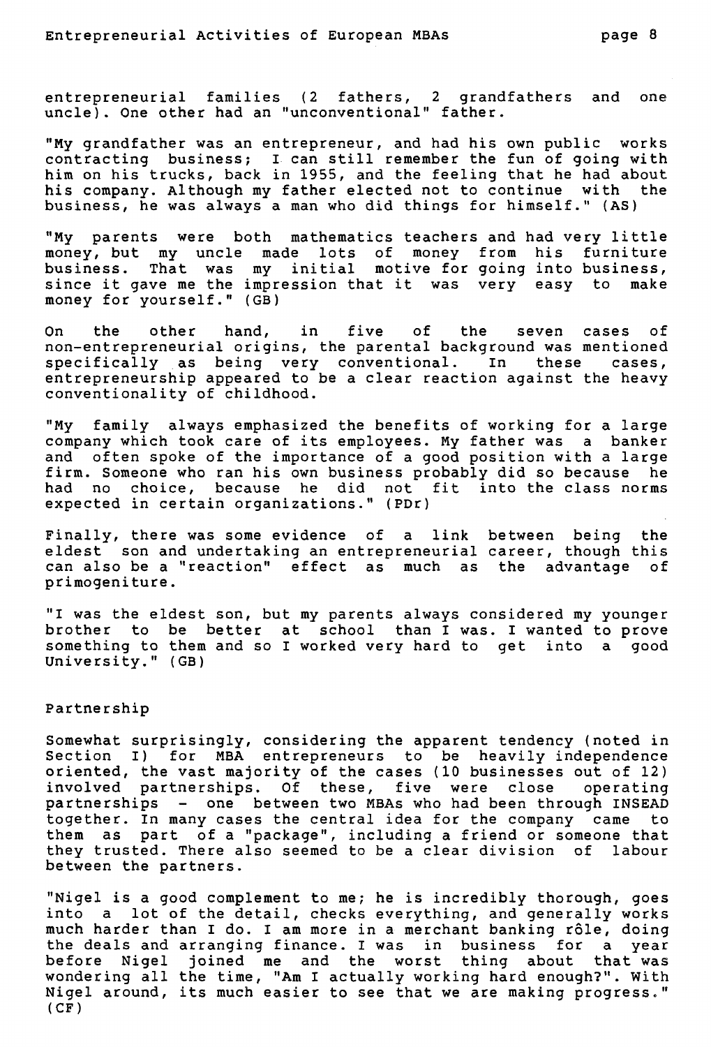entrepreneurial families (2 fathers, 2 grandfathers and one uncle). One other had an "unconventional" father.

"My grandfather was an entrepreneur, and had his own public works contracting business; I can still remember the fun of going with him on his trucks, back in 1955, and the feeling that he had about his company. Although my father elected not to continue with the business, he was always a man who did things for himself." (AS)

"My parents were both mathematics teachers and had very little money, but my uncle made lots of money from his furniture business. That was my initial motive for going into business, since it gave me the impression that it was very easy to make money for yourself." (GB)

On the other hand, in five of the seven cases of non-entrepreneurial origins, the parental background was mentioned specifically as being very conventional. In these cases, entrepreneurship appeared to be a clear reaction against the heavy conventionality of childhood.

"My family always emphasized the benefits of working for a large company which took care of its employees. My father was a banker and often spoke of the importance of a good position with a large firm. Someone who ran his own business probably did so because he had no choice, because he did not fit into the class norms expected in certain organizations." (PDr)

Finally, there was some evidence of a link between being the eldest son and undertaking an entrepreneurial career, though this can also be a "reaction" effect as much as the advantage of primogeniture.

"I was the eldest son, but my parents always considered my younger brother to be better at school than I was. I wanted to prove something to them and so I worked very hard to get into a good University." (GB)

## Partnership

Somewhat surprisingly, considering the apparent tendency (noted in Section I) for MBA entrepreneurs to be heavily independence oriented, the vast majority of the cases (10 businesses out of 12) involved partnerships. Of these, five were close operating partnerships - one between two MBAs who had been through INSEAD together. In many cases the central idea for the company came to them as part of a "package", including a friend or someone that they trusted. There also seemed to be a clear division of labour between the partners.

"Nigel is a good complement to me; he is incredibly thorough, goes into a lot of the detail, checks everything, and generally works much harder than I do. I am more in a merchant banking rôle, doing the deals and arranging finance. I was in business for a year before Nigel joined me and the worst thing about that was wondering all the time, "Am I actually working hard enough?". With Nigel around, its much easier to see that we are making progress." (CF)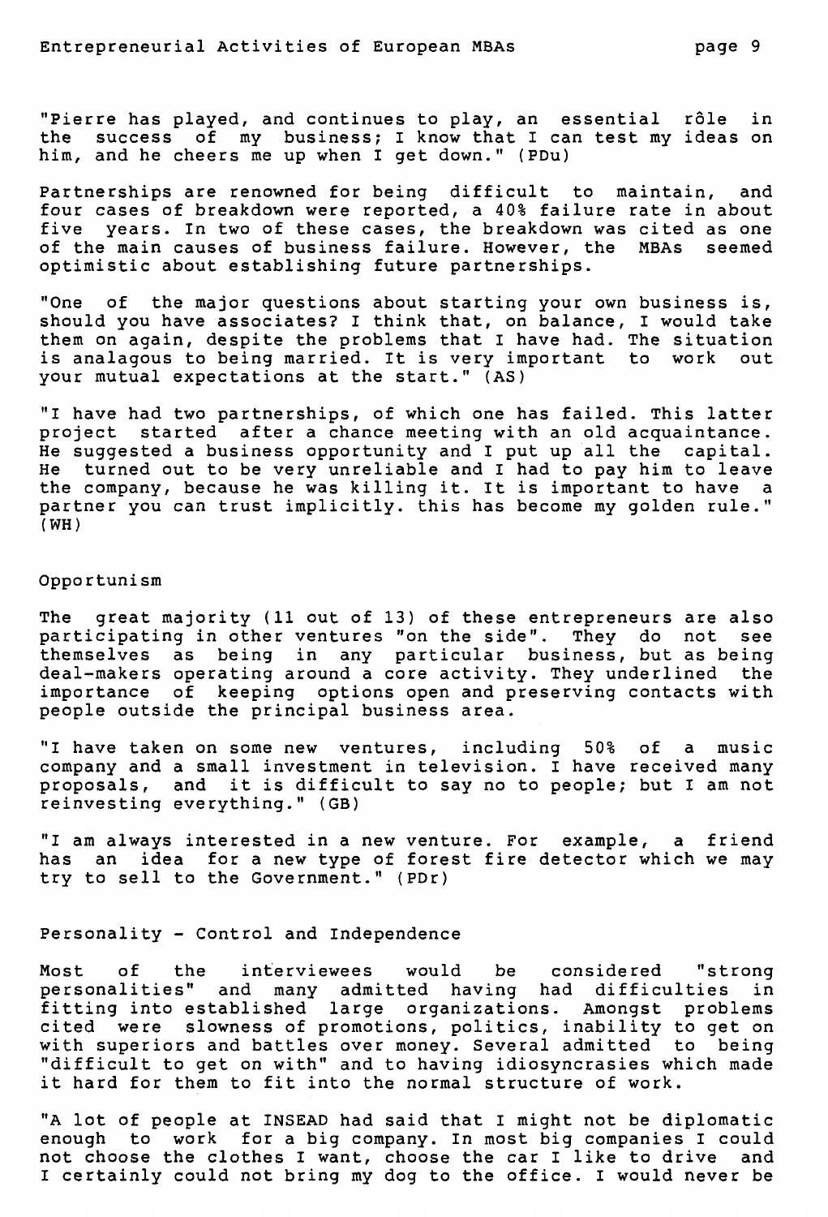"Pierre has played, and continues to play, an essential rôle in the success of my business; I know that I can test my ideas on him, and he cheers me up when I get down." (PDu)

Partnerships are renowned for being difficult to maintain, and four cases of breakdown were reported, a 40% failure rate in about five years. In two of these cases, the breakdown was cited as one of the main causes of business failure. However, the MBAs seemed optimistic about establishing future partnerships.

"One of the major questions about starting your own business is, should you have associates? I think that, on balance, I would take them on again, despite the problems that I have had. The situation is analagous to being married. It is very important to work out your mutual expectations at the start." (AS)

"I have had two partnerships, of which one has failed. This latter project started after a chance meeting with an old acquaintance. He suggested a business opportunity and I put up all the capital. He turned out to be very unreliable and I had to pay him to leave the company, because he was killing it. It is important to have a partner you can trust implicitly. this has become my golden rule." (WH)

## Opportunism

The great majority (11 out of 13) of these entrepreneurs are also participating in other ventures "on the side". They do not see themselves as being in any particular business, but as being deal-makers operating around a core activity. They underlined the importance of keeping options open and preserving contacts with people outside the principal business area.

"I have taken on some new ventures, including 50% of a music company and a small investment in television. I have received many proposals, and it is difficult to say no to people; but I am not reinvesting everything." (GB)

"I am always interested in a new venture. For example, a friend has an idea for a new type of forest fire detector which we may try to sell to the Government." (PDr)

## Personality - Control and Independence

Most of the interviewees would be considered "strong personalities" and many admitted having had difficulties in fitting into established large organizations. Amongst problems cited were slowness of promotions, politics, inability to get on with superiors and battles over money. Several admitted to being "difficult to get on with" and to having idiosyncrasies which made it hard for them to fit into the normal structure of work.

"A lot of people at INSEAD had said that I might not be diplomatic enough to work for a big company. In most big companies I could not choose the clothes I want, choose the car I like to drive and I certainly could not bring my dog to the office. I would never be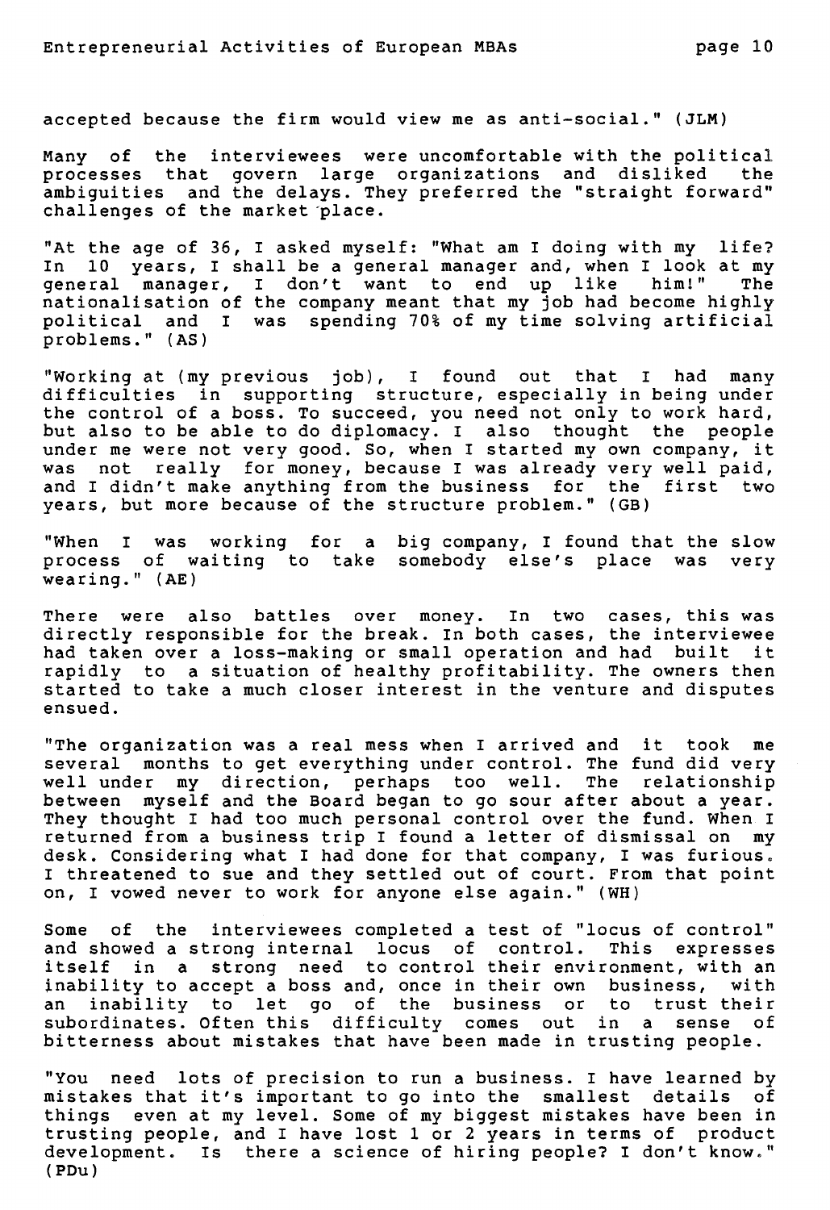accepted because the firm would view me as anti-social." (JLM)

Many of the interviewees were uncomfortable with the political processes that govern large organizations and disliked the ambiguities and the delays. They preferred the "straight forward" challenges of the market place.

"At the age of 36, I asked myself: "What am I doing with my life? In 10 years, I shall be a general manager and, when I look at my general manager, I don't want to end up like him!" The nationalisation of the company meant that my job had become highly political and I was spending 70% of my time solving artificial problems." (AS)

"Working at (my previous job), I found out that I had many difficulties in supporting structure, especially in being under the control of a boss. To succeed, you need not only to work hard, but also to be able to do diplomacy. I also thought the people under me were not very good. So, when I started my own company, it was not really for money, because I was already very well paid, and I didn't make anything from the business for the first two years, but more because of the structure problem." (GB)

"When I was working for a big company, I found that the slow process of waiting to take somebody else's place was very wearing." (AE)

There were also battles over money. In two cases, this was directly responsible for the break. In both cases, the interviewee had taken over a loss-making or small operation and had built it rapidly to a situation of healthy profitability. The owners then started to take a much closer interest in the venture and disputes ensued.

"The organization was a real mess when I arrived and it took me several months to get everything under control. The fund did very well under my direction, perhaps too well. The relationship between myself and the Board began to go sour after about a year. They thought I had too much personal control over the fund. When I returned from a business trip I found a letter of dismissal on my desk. Considering what I had done for that company, I was furious. I threatened to sue and they settled out of court. From that point on, I vowed never to work for anyone else again." (WH)

Some of the interviewees completed a test of "locus of control" and showed a strong internal locus of control. This expresses itself in a strong need to control their environment, with an inability to accept a boss and, once in their own business, with an inability to let go of the business or to trust their subordinates. Often this difficulty comes out in a sense of bitterness about mistakes that have been made in trusting people.

"You need lots of precision to run a business. I have learned by mistakes that it's important to go into the smallest details of things even at my level. Some of my biggest mistakes have been in trusting people, and I have lost 1 or 2 years in terms of product development. Is there a science of hiring people? I don't know." (PDu)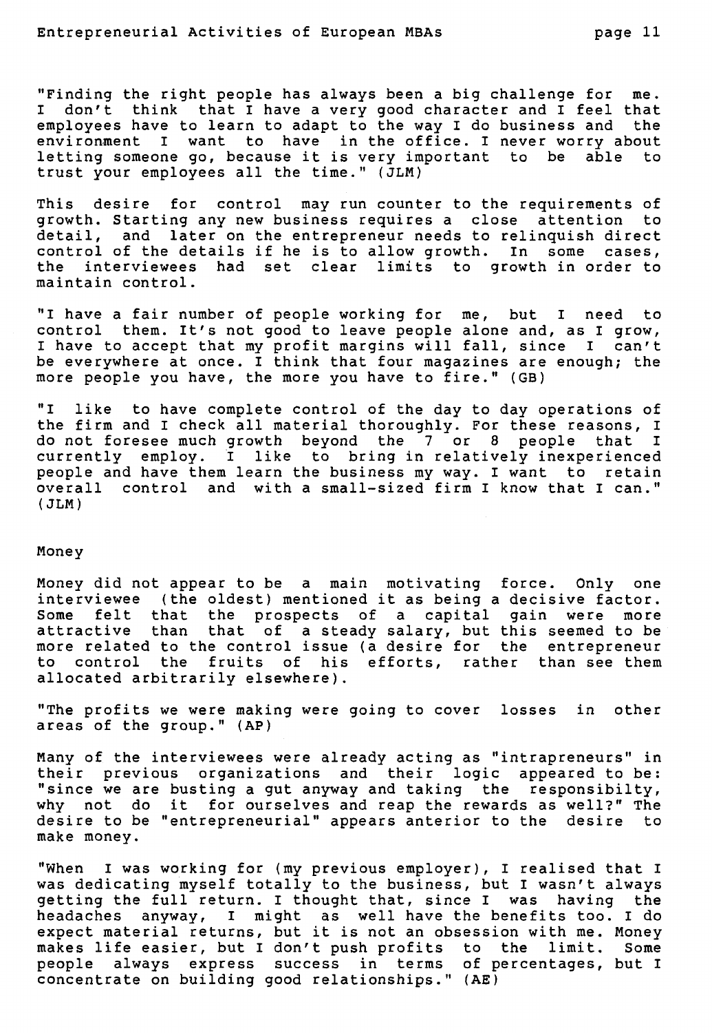"Finding the right people has always been a big challenge for me. I don't think that I have a very good character and I feel that employees have to learn to adapt to the way I do business and the environment I want to have in the office. I never worry about letting someone go, because it is very important to be able to trust your employees all the time." (JLM)

This desire for control may run counter to the requirements of growth. Starting any new business requires a close attention to detail, and later on the entrepreneur needs to relinquish direct control of the details if he is to allow growth. In some cases, the interviewees had set clear limits to growth in order to maintain control.

"I have a fair number of people working for me, but I need to control them. It's not good to leave people alone and, as I grow, I have to accept that my profit margins will fall, since I can't be everywhere at once. I think that four magazines are enough; the more people you have, the more you have to fire." (GB)

"I like to have complete control of the day to day operations of the firm and I check all material thoroughly. For these reasons, I do not foresee much growth beyond the 7 or 8 people that I currently employ. I like to bring in relatively inexperienced people and have them learn the business my way. I want to retain overall control and with a small-sized firm I know that I can." (JLM)

## Money

Money did not appear to be a main motivating force. Only one interviewee (the oldest) mentioned it as being a decisive factor. Some felt that the prospects of a capital gain were more attractive than that of a steady salary, but this seemed to be more related to the control issue (a desire for the entrepreneur to control the fruits of his efforts, rather than see them allocated arbitrarily elsewhere).

"The profits we were making were going to cover losses in other areas of the group." (AP)

Many of the interviewees were already acting as "intrapreneurs" in their previous organizations and their logic appeared to be: "since we are busting a gut anyway and taking the responsibilty, why not do it for ourselves and reap the rewards as well?" The desire to be "entrepreneurial" appears anterior to the desire to make money.

"When I was working for (my previous employer), I realised that I was dedicating myself totally to the business, but I wasn't always getting the full return. I thought that, since I was having the headaches anyway, I might as well have the benefits too. I do expect material returns, but it is not an obsession with me. Money makes life easier, but I don't push profits to the limit. Some people always express success in terms of percentages, but I concentrate on building good relationships." (AE)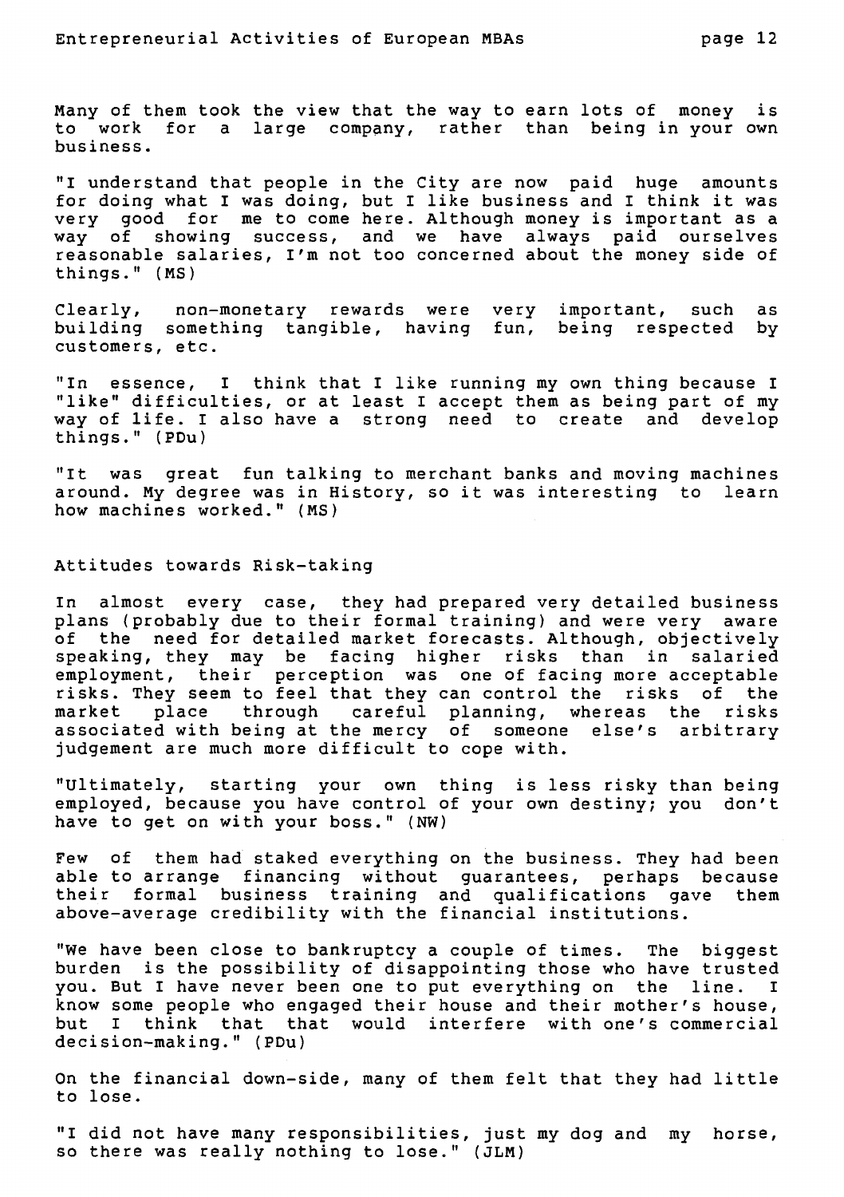Many of them took the view that the way to earn lots of money is to work for a large company, rather than being in your own business.

"I understand that people in the City are now paid huge amounts for doing what I was doing, but I like business and I think it was very good for me to come here. Although money is important as a way of showing success, and we have always paid ourselves reasonable salaries, I'm not too concerned about the money side of things." (MS)

Clearly, non-monetary rewards were very important, such as building something tangible, having fun, being respected by customers, etc.

"In essence, I think that I like running my own thing because I "like" difficulties, or at least I accept them as being part of my way of life. I also have a strong need to create and develop things." (PDu)

"It was great fun talking to merchant banks and moving machines around. My degree was in History, so it was interesting to learn how machines worked." (MS)

## Attitudes towards Risk-taking

In almost every case, they had prepared very detailed business plans (probably due to their formal training) and were very aware of the need for detailed market forecasts. Although, objectively speaking, they may be facing higher risks than in salaried employment, their perception was one of facing more acceptable risks. They seem to feel that they can control the risks of the market place through careful planning, whereas the risks associated with being at the mercy of someone else's arbitrary judgement are much more difficult to cope with.

"Ultimately, starting your own thing is less risky than being employed, because you have control of your own destiny; you don't have to get on with your boss." (NW)

Few of them had staked everything on the business. They had been able to arrange financing without guarantees, perhaps because their formal business training and qualifications gave them above-average credibility with the financial institutions.

"We have been close to bankruptcy a couple of times. The biggest burden is the possibility of disappointing those who have trusted you. But I have never been one to put everything on the line. I know some people who engaged their house and their mother's house, but I think that that would interfere with one's commercial decision-making." (PDu)

On the financial down-side, many of them felt that they had little to lose.

"I did not have many responsibilities, just my dog and my horse, so there was really nothing to lose." (JLM)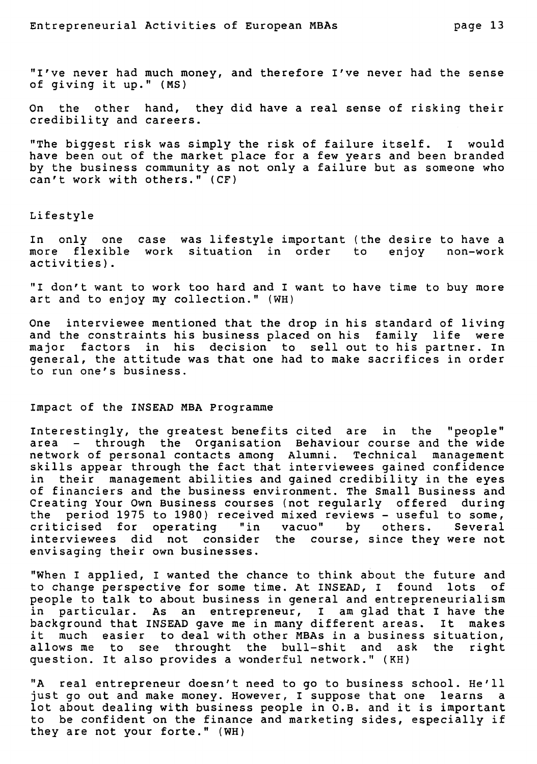"I've never had much money, and therefore I've never had the sense of giving it up." (MS)

On the other hand, they did have a real sense of risking their credibility and careers.

"The biggest risk was simply the risk of failure itself. I would have been out of the market place for a few years and been branded by the business community as not only a failure but as someone who can't work with others." (CF)

## Lifestyle

In only one case was lifestyle important (the desire to have a more flexible work situation in order to enjoy non-work activities).

"I don't want to work too hard and I want to have time to buy more art and to enjoy my collection." (WH)

One interviewee mentioned that the drop in his standard of living and the constraints his business placed on his family life were major factors in his decision to sell out to his partner. In general, the attitude was that one had to make sacrifices in order to run one's business.

## Impact of the INSEAD MBA Programme

Interestingly, the greatest benefits cited are in the "people" area - through the Organisation Behaviour course and the wide network of personal contacts among Alumni. Technical management skills appear through the fact that interviewees gained confidence in their management abilities and gained credibility in the eyes of financiers and the business environment. The Small Business and Creating Your Own Business courses (not regularly offered during the period 1975 to 1980) received mixed reviews - useful to some, criticised for operating "in vacuo" by others. Several interviewees did not consider the course, since they were not envisaging their own businesses.

"When I applied, I wanted the chance to think about the future and to change perspective for some time. At INSEAD, I found lots of people to talk to about business in general and entrepreneurialism in particular. As an entrepreneur, I am glad that I have the background that INSEAD gave me in many different areas. It makes it much easier to deal with other MBAs in a business situation, allows me to see throught the bull-shit and ask the right question. It also provides a wonderful network." (KH)

"A real entrepreneur doesn't need to go to business school. He'll just go out and make money. However, I suppose that one learns a lot about dealing with business people in O.B. and it is important to be confident on the finance and marketing sides, especially if they are not your forte." (WH)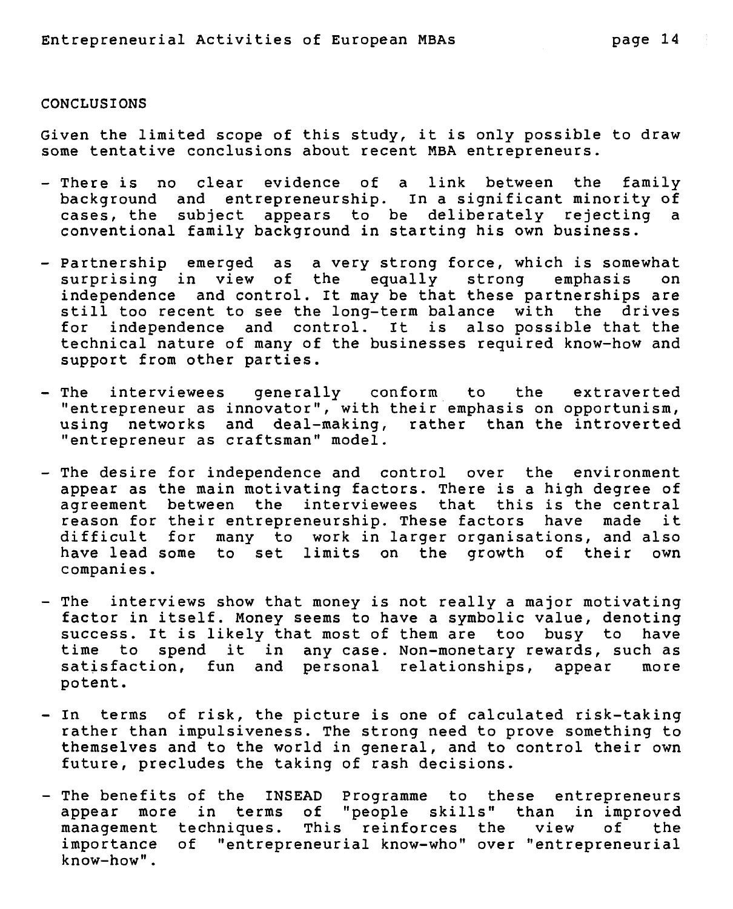## CONCLUSIONS

Given the limited scope of this study, it is only possible to draw some tentative conclusions about recent MBA entrepreneurs.

- There is no clear evidence of a link between the family background and entrepreneurship. In a significant minority of cases, the subject appears to be deliberately rejecting a conventional family background in starting his own business.

- Partnership emerged as a very strong force, which is somewhat surprising in view of the equally strong emphasis on independence and control. It may be that these partnerships are still too recent to see the long-term balance with the drives for independence and control. It is also possible that the technical nature of many of the businesses required know-how and support from other parties.

- The interviewees generally conform to the extraverted "entrepreneur as innovator", with their emphasis on opportunism, using networks and deal-making, rather than the introverted "entrepreneur as craftsman" model.

- The desire for independence and control over the environment appear as the main motivating factors. There is a high degree of agreement between the interviewees that this is the central reason for their entrepreneurship. These factors have made it difficult for many to work in larger organisations, and also have lead some to set limits on the growth of their own companies.

- The interviews show that money is not really a major motivating factor in itself. Money seems to have a symbolic value, denoting success. It is likely that most of them are too busy to have time to spend it in any case. Non-monetary rewards, such as satisfaction, fun and personal relationships, appear more potent.

- In terms of risk, the picture is one of calculated risk-taking rather than impulsiveness. The strong need to prove something to themselves and to the world in general, and to control their own future, precludes the taking of rash decisions.

- The benefits of the INSEAD Programme to these entrepreneurs appear more in terms of "people skills" than in improved management techniques. This reinforces the view of the importance of "entrepreneurial know-who" over "entrepreneurial know-how".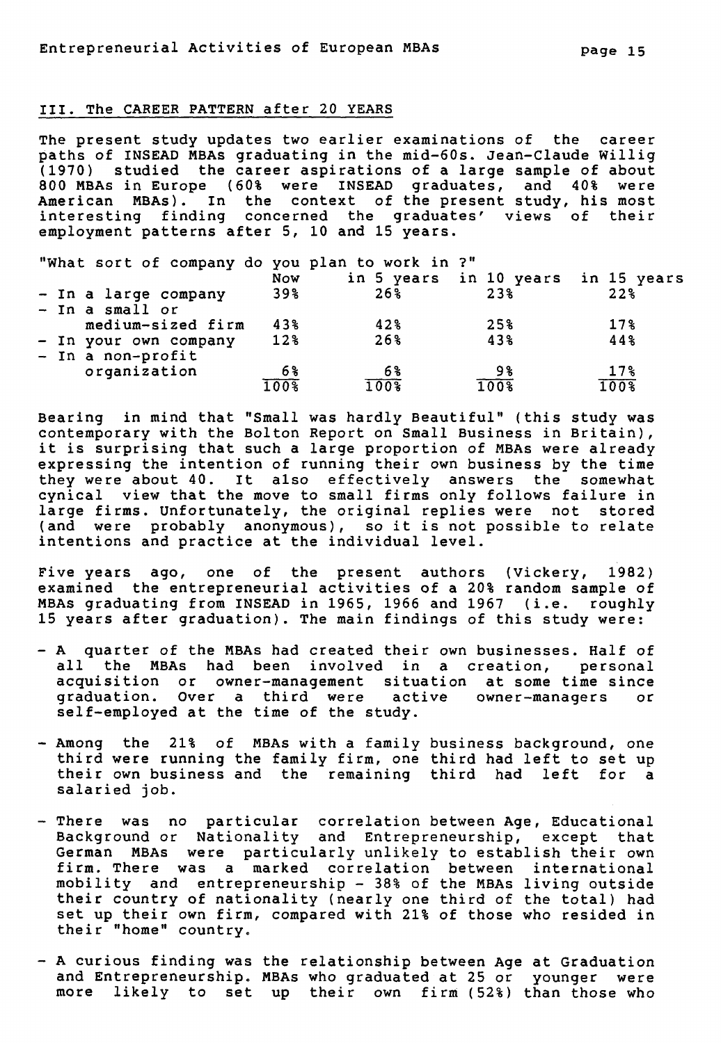## III. The CAREER PATTERN after 20 YEARS

The present study updates two earlier examinations of the career paths of INSEAD MBAs graduating in the mid-60s. Jean-Claude Willig (1970) studied the career aspirations of a large sample of about 800 MBAs in Europe (60% were INSEAD graduates, and 40% were American MBAs). In the context of the present study, his most interesting finding concerned the graduates' views of their employment patterns after 5, 10 and 15 years.

"What sort of company do you plan to work in ?"

| | Now | in 5 years | in 10 years | in 15 years |
|---|---|---|---|---|
| - In a large company | 39% | 26% | 23% | 22% |
| - In a small or medium-sized firm | 43% | 42% | 25% | 17% |
| - In your own company | 12% | 26% | 43% | 44% |
| - In a non-profit organization | 6% | 6% | 9% | 17% |
| | 100% | 100% | 100% | 100% |

Bearing in mind that "Small was hardly Beautiful" (this study was contemporary with the Bolton Report on Small Business in Britain), it is surprising that such a large proportion of MBAs were already expressing the intention of running their own business by the time they were about 40. It also effectively answers the somewhat cynical view that the move to small firms only follows failure in large firms. Unfortunately, the original replies were not stored (and were probably anonymous), so it is not possible to relate intentions and practice at the individual level.

Five years ago, one of the present authors (Vickery, 1982) examined the entrepreneurial activities of a 20% random sample of MBAs graduating from INSEAD in 1965, 1966 and 1967 (i.e. roughly 15 years after graduation). The main findings of this study were:

- A quarter of the MBAs had created their own businesses. Half of all the MBAs had been involved in a creation, personal acquisition or owner-management situation at some time since graduation. Over a third were active owner-managers or self-employed at the time of the study.

- Among the 21% of MBAs with a family business background, one third were running the family firm, one third had left to set up their own business and the remaining third had left for a salaried job.

- There was no particular correlation between Age, Educational Background or Nationality and Entrepreneurship, except that German MBAs were particularly unlikely to establish their own firm. There was a marked correlation between international mobility and entrepreneurship - 38% of the MBAs living outside their country of nationality (nearly one third of the total) had set up their own firm, compared with 21% of those who resided in their "home" country.

- A curious finding was the relationship between Age at Graduation and Entrepreneurship. MBAs who graduated at 25 or younger were more likely to set up their own firm (52%) than those who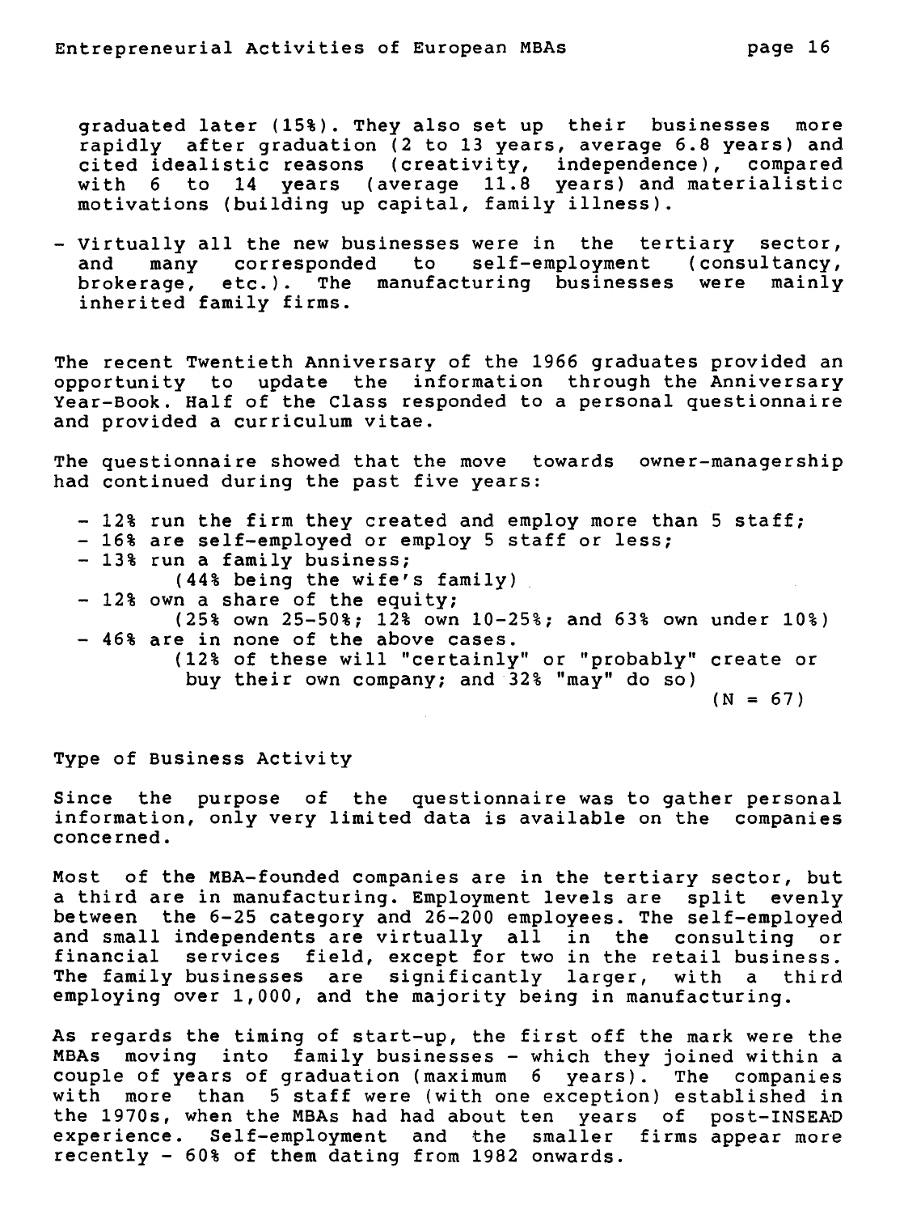graduated later (15%). They also set up their businesses more rapidly after graduation (2 to 13 years, average 6.8 years) and cited idealistic reasons (creativity, independence), compared with 6 to 14 years (average 11.8 years) and materialistic motivations (building up capital, family illness).

- Virtually all the new businesses were in the tertiary sector, and many corresponded to self-employment (consultancy, brokerage, etc.). The manufacturing businesses were mainly inherited family firms.

The recent Twentieth Anniversary of the 1966 graduates provided an opportunity to update the information through the Anniversary Year-Book. Half of the Class responded to a personal questionnaire and provided a curriculum vitae.

The questionnaire showed that the move towards owner-managership had continued during the past five years:

- 12% run the firm they created and employ more than 5 staff;
- 16% are self-employed or employ 5 staff or less;
- 13% run a family business;
  (44% being the wife's family)
- 12% own a share of the equity;
  (25% own 25-50%; 12% own 10-25%; and 63% own under 10%)
- 46% are in none of the above cases.
  (12% of these will "certainly" or "probably" create or buy their own company; and 32% "may" do so)

(N = 67)

Type of Business Activity

Since the purpose of the questionnaire was to gather personal information, only very limited data is available on the companies concerned.

Most of the MBA-founded companies are in the tertiary sector, but a third are in manufacturing. Employment levels are split evenly between the 6-25 category and 26-200 employees. The self-employed and small independents are virtually all in the consulting or financial services field, except for two in the retail business. The family businesses are significantly larger, with a third employing over 1,000, and the majority being in manufacturing.

As regards the timing of start-up, the first off the mark were the MBAs moving into family businesses - which they joined within a couple of years of graduation (maximum 6 years). The companies with more than 5 staff were (with one exception) established in the 1970s, when the MBAs had had about ten years of post-INSEAD experience. Self-employment and the smaller firms appear more recently - 60% of them dating from 1982 onwards.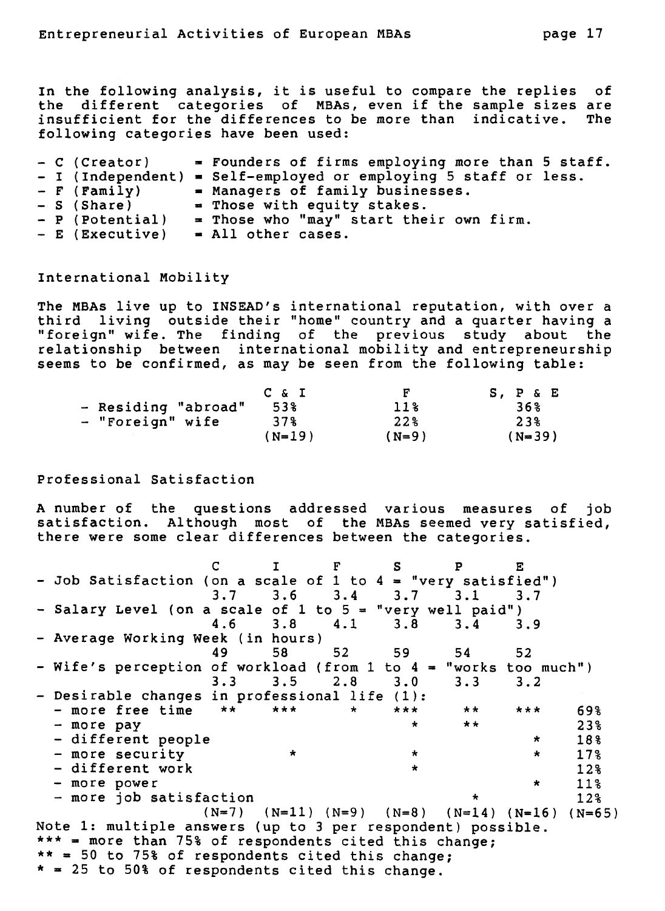In the following analysis, it is useful to compare the replies of the different categories of MBAs, even if the sample sizes are insufficient for the differences to be more than indicative. The following categories have been used:

- C (Creator) = Founders of firms employing more than 5 staff.
- I (Independent) = Self-employed or employing 5 staff or less.
- F (Family) = Managers of family businesses.
- S (Share) = Those with equity stakes.
- P (Potential) = Those who "may" start their own firm.
- E (Executive) = All other cases.

## International Mobility

The MBAs live up to INSEAD's international reputation, with over a third living outside their "home" country and a quarter having a "foreign" wife. The finding of the previous study about the relationship between international mobility and entrepreneurship seems to be confirmed, as may be seen from the following table:

| | C & I | F | S, P & E |
|---|---|---|---|
| - Residing "abroad" | 53% | 11% | 36% |
| - "Foreign" wife | 37% | 22% | 23% |
| | (N=19) | (N=9) | (N=39) |

## Professional Satisfaction

A number of the questions addressed various measures of job satisfaction. Although most of the MBAs seemed very satisfied, there were some clear differences between the categories.

| | C | I | F | S | P | E | |
|---|---|---|---|---|---|---|---|
| - Job Satisfaction (on a scale of 1 to 4 = "very satisfied") | 3.7 | 3.6 | 3.4 | 3.7 | 3.1 | 3.7 | |
| - Salary Level (on a scale of 1 to 5 = "very well paid") | 4.6 | 3.8 | 4.1 | 3.8 | 3.4 | 3.9 | |
| - Average Working Week (in hours) | 49 | 58 | 52 | 59 | 54 | 52 | |
| - Wife's perception of workload (from 1 to 4 = "works too much") | 3.3 | 3.5 | 2.8 | 3.0 | 3.3 | 3.2 | |
| - Desirable changes in professional life (1): | | | | | | | |
| - more free time | ** | *** | * | *** | ** | *** | 69% |
| - more pay | | | | * | ** | | 23% |
| - different people | | | | | | * | 18% |
| - more security | | * | | * | | * | 17% |
| - different work | | | | * | | | 12% |
| - more power | | | | | | * | 11% |
| - more job satisfaction | | | | | * | | 12% |
| | (N=7) | (N=11) | (N=9) | (N=8) | (N=14) | (N=16) | (N=65) |

Note 1: multiple answers (up to 3 per respondent) possible.
*** = more than 75% of respondents cited this change;
** = 50 to 75% of respondents cited this change;
* = 25 to 50% of respondents cited this change.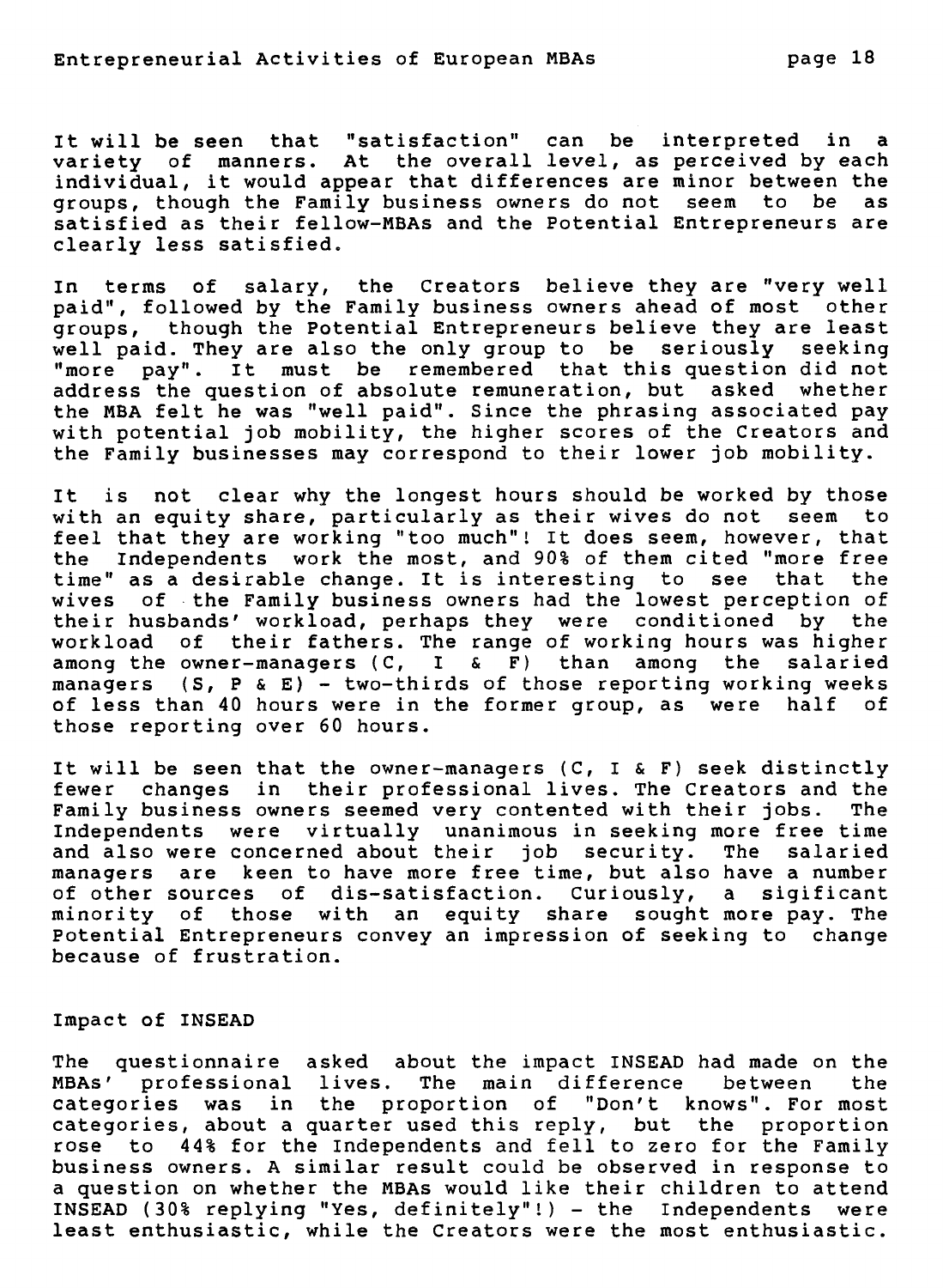It will be seen that "satisfaction" can be interpreted in a variety of manners. At the overall level, as perceived by each individual, it would appear that differences are minor between the groups, though the Family business owners do not seem to be as satisfied as their fellow-MBAs and the Potential Entrepreneurs are clearly less satisfied.

In terms of salary, the Creators believe they are "very well paid", followed by the Family business owners ahead of most other groups, though the Potential Entrepreneurs believe they are least well paid. They are also the only group to be seriously seeking "more pay". It must be remembered that this question did not address the question of absolute remuneration, but asked whether the MBA felt he was "well paid". Since the phrasing associated pay with potential job mobility, the higher scores of the Creators and the Family businesses may correspond to their lower job mobility.

It is not clear why the longest hours should be worked by those with an equity share, particularly as their wives do not seem to feel that they are working "too much"! It does seem, however, that the Independents work the most, and 90% of them cited "more free time" as a desirable change. It is interesting to see that the wives of the Family business owners had the lowest perception of their husbands' workload, perhaps they were conditioned by the workload of their fathers. The range of working hours was higher among the owner-managers (C, I & F) than among the salaried managers (S, P & E) - two-thirds of those reporting working weeks of less than 40 hours were in the former group, as were half of those reporting over 60 hours.

It will be seen that the owner-managers (C, I & F) seek distinctly fewer changes in their professional lives. The Creators and the Family business owners seemed very contented with their jobs. The Independents were virtually unanimous in seeking more free time and also were concerned about their job security. The salaried managers are keen to have more free time, but also have a number of other sources of dis-satisfaction. Curiously, a sigificant minority of those with an equity share sought more pay. The Potential Entrepreneurs convey an impression of seeking to change because of frustration.

## Impact of INSEAD

The questionnaire asked about the impact INSEAD had made on the MBAs' professional lives. The main difference between the categories was in the proportion of "Don't knows". For most categories, about a quarter used this reply, but the proportion rose to 44% for the Independents and fell to zero for the Family business owners. A similar result could be observed in response to a question on whether the MBAs would like their children to attend INSEAD (30% replying "Yes, definitely"!) - the Independents were least enthusiastic, while the Creators were the most enthusiastic.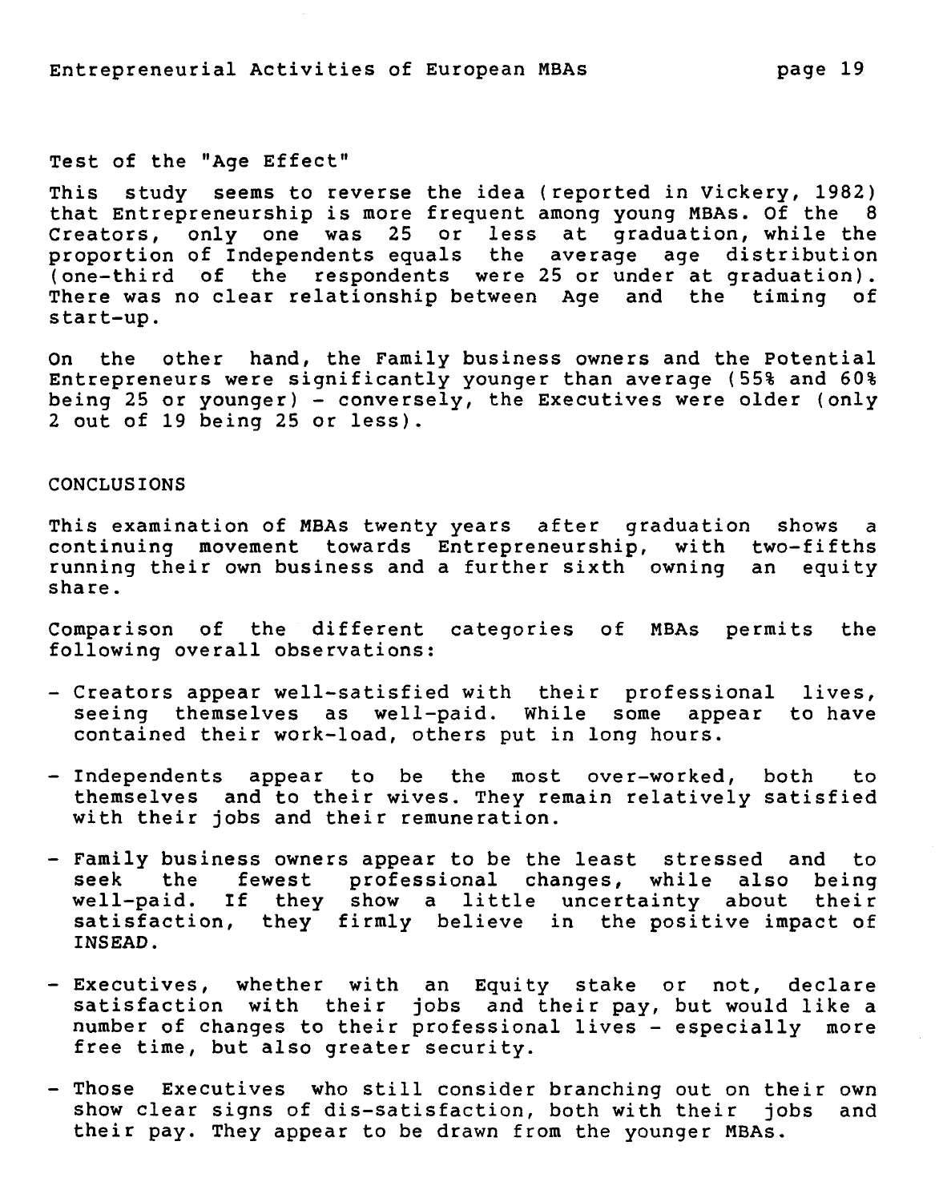### Test of the "Age Effect"

This study seems to reverse the idea (reported in Vickery, 1982) that Entrepreneurship is more frequent among young MBAs. Of the 8 Creators, only one was 25 or less at graduation, while the proportion of Independents equals the average age distribution (one-third of the respondents were 25 or under at graduation). There was no clear relationship between Age and the timing of start-up.

On the other hand, the Family business owners and the Potential Entrepreneurs were significantly younger than average (55% and 60% being 25 or younger) - conversely, the Executives were older (only 2 out of 19 being 25 or less).

## CONCLUSIONS

This examination of MBAs twenty years after graduation shows a continuing movement towards Entrepreneurship, with two-fifths running their own business and a further sixth owning an equity share.

Comparison of the different categories of MBAs permits the following overall observations:

- Creators appear well-satisfied with their professional lives, seeing themselves as well-paid. While some appear to have contained their work-load, others put in long hours.
- Independents appear to be the most over-worked, both to themselves and to their wives. They remain relatively satisfied with their jobs and their remuneration.
- Family business owners appear to be the least stressed and to seek the fewest professional changes, while also being well-paid. If they show a little uncertainty about their satisfaction, they firmly believe in the positive impact of INSEAD.
- Executives, whether with an Equity stake or not, declare satisfaction with their jobs and their pay, but would like a number of changes to their professional lives - especially more free time, but also greater security.
- Those Executives who still consider branching out on their own show clear signs of dis-satisfaction, both with their jobs and their pay. They appear to be drawn from the younger MBAs.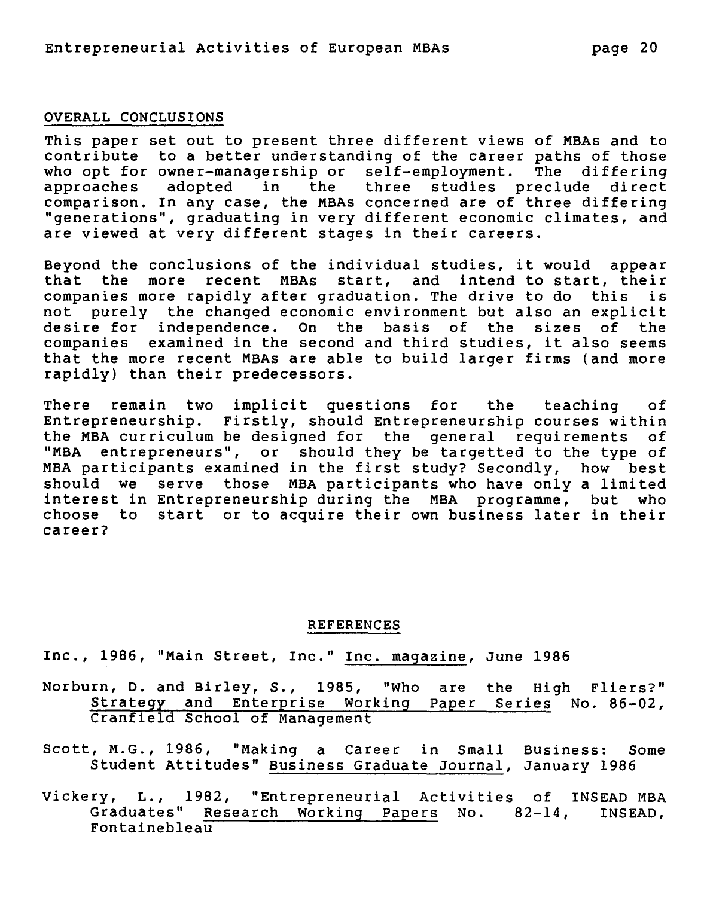## OVERALL CONCLUSIONS

This paper set out to present three different views of MBAs and to contribute to a better understanding of the career paths of those who opt for owner-managership or self-employment. The differing approaches adopted in the three studies preclude direct comparison. In any case, the MBAs concerned are of three differing "generations", graduating in very different economic climates, and are viewed at very different stages in their careers.

Beyond the conclusions of the individual studies, it would appear that the more recent MBAs start, and intend to start, their companies more rapidly after graduation. The drive to do this is not purely the changed economic environment but also an explicit desire for independence. On the basis of the sizes of the companies examined in the second and third studies, it also seems that the more recent MBAs are able to build larger firms (and more rapidly) than their predecessors.

There remain two implicit questions for the teaching of Entrepreneurship. Firstly, should Entrepreneurship courses within the MBA curriculum be designed for the general requirements of "MBA entrepreneurs", or should they be targetted to the type of MBA participants examined in the first study? Secondly, how best should we serve those MBA participants who have only a limited interest in Entrepreneurship during the MBA programme, but who choose to start or to acquire their own business later in their career?

## REFERENCES

Inc., 1986, "Main Street, Inc." Inc. magazine, June 1986

Norburn, D. and Birley, S., 1985, "Who are the High Fliers?" Strategy and Enterprise Working Paper Series No. 86-02, Cranfield School of Management

Scott, M.G., 1986, "Making a Career in Small Business: Some Student Attitudes" Business Graduate Journal, January 1986

Vickery, L., 1982, "Entrepreneurial Activities of INSEAD MBA Graduates" Research Working Papers No. 82-14, INSEAD, Fontainebleau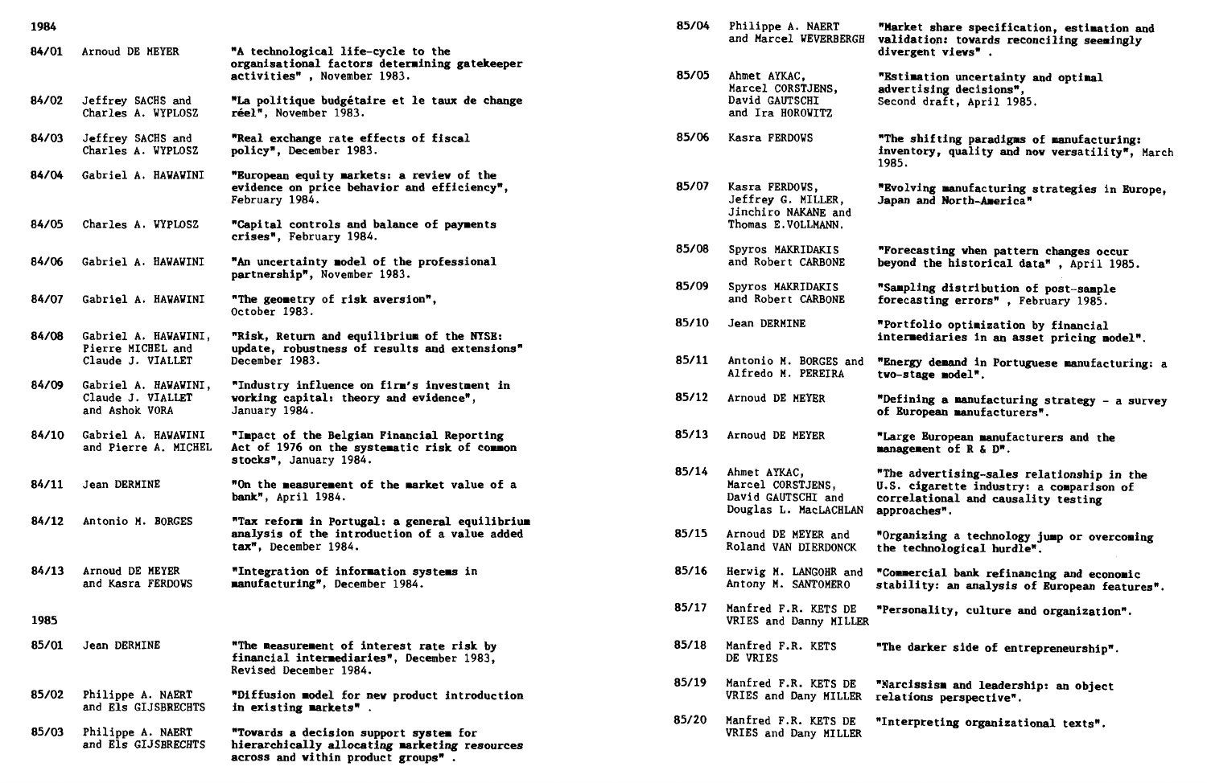## 1984

| | | |
|---|---|---|
| 84/01 | Arnoud DE MEYER | "A technological life-cycle to the organisational factors determining gatekeeper activities" , November 1983. |
| 84/02 | Jeffrey SACHS and Charles A. WYPLOSZ | "La politique budgétaire et le taux de change réel", November 1983. |
| 84/03 | Jeffrey SACHS and Charles A. WYPLOSZ | "Real exchange rate effects of fiscal policy", December 1983. |
| 84/04 | Gabriel A. HAWAWINI | "European equity markets: a review of the evidence on price behavior and efficiency", February 1984. |
| 84/05 | Charles A. WYPLOSZ | "Capital controls and balance of payments crises", February 1984. |
| 84/06 | Gabriel A. HAWAWINI | "An uncertainty model of the professional partnership", November 1983. |
| 84/07 | Gabriel A. HAWAWINI | "The geometry of risk aversion", October 1983. |
| 84/08 | Gabriel A. HAWAWINI, Pierre MICHEL and Claude J. VIALLET | "Risk, Return and equilibrium of the NYSE: update, robustness of results and extensions" December 1983. |
| 84/09 | Gabriel A. HAWAWINI, Claude J. VIALLET and Ashok VORA | "Industry influence on firm's investment in working capital: theory and evidence", January 1984. |
| 84/10 | Gabriel A. HAWAWINI and Pierre A. MICHEL | "Impact of the Belgian Financial Reporting Act of 1976 on the systematic risk of common stocks", January 1984. |
| 84/11 | Jean DERMINE | "On the measurement of the market value of a bank", April 1984. |
| 84/12 | Antonio M. BORGES | "Tax reform in Portugal: a general equilibrium analysis of the introduction of a value added tax", December 1984. |
| 84/13 | Arnoud DE MEYER and Kasra FERDOWS | "Integration of information systems in manufacturing", December 1984. |

## 1985

| | | |
|---|---|---|
| 85/01 | Jean DERMINE | "The measurement of interest rate risk by financial intermediaries", December 1983, Revised December 1984. |
| 85/02 | Philippe A. NAERT and Els GIJSBRECHTS | "Diffusion model for new product introduction in existing markets" . |
| 85/03 | Philippe A. NAERT and Els GIJSBRECHTS | "Towards a decision support system for hierarchically allocating marketing resources across and within product groups" . |
| 85/04 | Philippe A. NAERT and Marcel WEVERBERGH | "Market share specification, estimation and validation: towards reconciling seemingly divergent views" . |
| 85/05 | Ahmet AYKAC, Marcel CORSTJENS, David GAUTSCHI and Ira HOROWITZ | "Estimation uncertainty and optimal advertising decisions", Second draft, April 1985. |
| 85/06 | Kasra FERDOWS | "The shifting paradigms of manufacturing: inventory, quality and now versatility", March 1985. |
| 85/07 | Kasra FERDOWS, Jeffrey G. MILLER, Jinchiro NAKANE and Thomas E.VOLLMANN. | "Evolving manufacturing strategies in Europe, Japan and North-America" |
| 85/08 | Spyros MAKRIDAKIS and Robert CARBONE | "Forecasting when pattern changes occur beyond the historical data" , April 1985. |
| 85/09 | Spyros MAKRIDAKIS and Robert CARBONE | "Sampling distribution of post-sample forecasting errors" , February 1985. |
| 85/10 | Jean DERMINE | "Portfolio optimization by financial intermediaries in an asset pricing model". |
| 85/11 | Antonio M. BORGES and Alfredo M. PEREIRA | "Energy demand in Portuguese manufacturing: a two-stage model". |
| 85/12 | Arnoud DE MEYER | "Defining a manufacturing strategy - a survey of European manufacturers". |
| 85/13 | Arnoud DE MEYER | "Large European manufacturers and the management of R & D". |
| 85/14 | Ahmet AYKAC, Marcel CORSTJENS, David GAUTSCHI and Douglas L. MacLACHLAN | "The advertising-sales relationship in the U.S. cigarette industry: a comparison of correlational and causality testing approaches". |
| 85/15 | Arnoud DE MEYER and Roland VAN DIERDONCK | "Organizing a technology jump or overcoming the technological hurdle". |
| 85/16 | Hervig M. LANGOHR and Antony M. SANTOMERO | "Commercial bank refinancing and economic stability: an analysis of European features". |
| 85/17 | Manfred F.R. KETS DE VRIES and Danny MILLER | "Personality, culture and organization". |
| 85/18 | Manfred F.R. KETS DE VRIES | "The darker side of entrepreneurship". |
| 85/19 | Manfred F.R. KETS DE VRIES and Dany MILLER | "Narcissism and leadership: an object relations perspective". |
| 85/20 | Manfred F.R. KETS DE VRIES and Dany MILLER | "Interpreting organizational texts". |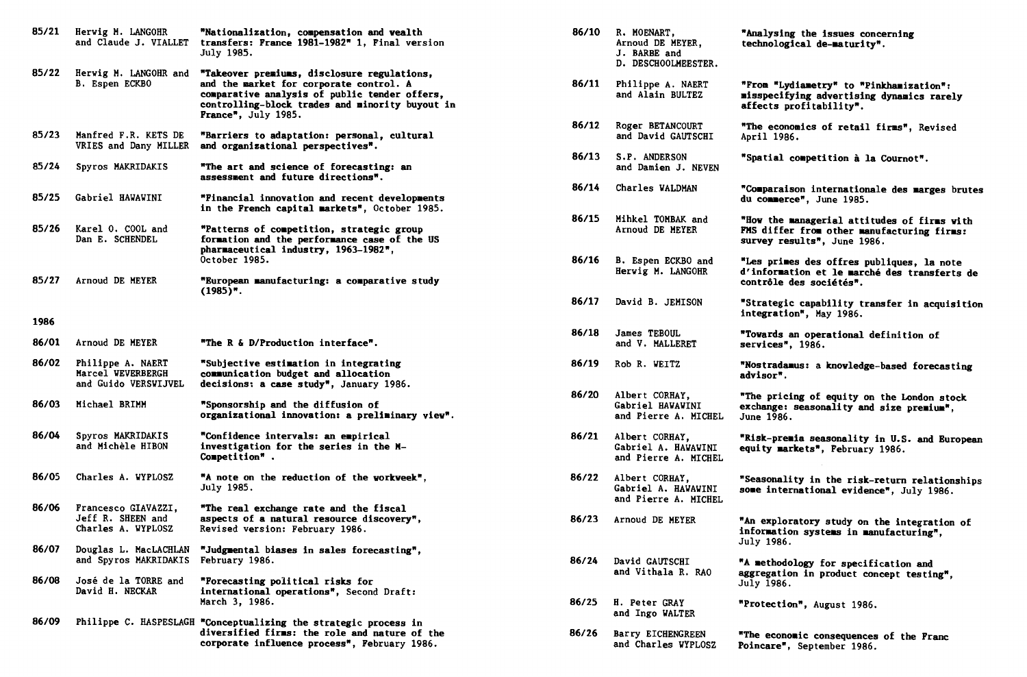85/21 Herwig M. LANGOHR and Claude J. VIALLET "Nationalization, compensation and wealth transfers: France 1981-1982" 1, Final version July 1985.

85/22 Herwig M. LANGOHR and B. Espen ECKBO "Takeover premiums, disclosure regulations, and the market for corporate control. A comparative analysis of public tender offers, controlling-block trades and minority buyout in France", July 1985.

85/23 Manfred F.R. KETS DE VRIES and Dany MILLER "Barriers to adaptation: personal, cultural and organizational perspectives".

85/24 Spyros MAKRIDAKIS "The art and science of forecasting: an assessment and future directions".

85/25 Gabriel HAWAWINI "Financial innovation and recent developments in the French capital markets", October 1985.

85/26 Karel O. COOL and Dan E. SCHENDEL "Patterns of competition, strategic group formation and the performance case of the US pharmaceutical industry, 1963-1982", October 1985.

85/27 Arnoud DE MEYER "European manufacturing: a comparative study (1985)".

**1986**

86/01 Arnoud DE MEYER "The R & D/Production interface".

86/02 Philippe A. NAERT, Marcel WEVERBERGH and Guido VERSWIJVEL "Subjective estimation in integrating communication budget and allocation decisions: a case study", January 1986.

86/03 Michael BRIMM "Sponsorship and the diffusion of organizational innovation: a preliminary view".

86/04 Spyros MAKRIDAKIS and Michèle HIBON "Confidence intervals: an empirical investigation for the series in the M-Competition" .

86/05 Charles A. WYPLOSZ "A note on the reduction of the workweek", July 1985.

86/06 Francesco GIAVAZZI, Jeff R. SHEEN and Charles A. WYPLOSZ "The real exchange rate and the fiscal aspects of a natural resource discovery", Revised version: February 1986.

86/07 Douglas L. MacLACHLAN and Spyros MAKRIDAKIS "Judgmental biases in sales forecasting", February 1986.

86/08 José de la TORRE and David H. NECKAR "Forecasting political risks for international operations", Second Draft: March 3, 1986.

86/09 Philippe C. HASPESLAGH "Conceptualizing the strategic process in diversified firms: the role and nature of the corporate influence process", February 1986.

86/10 R. MOENART, Arnoud DE MEYER, J. BARBE and D. DESCHOOLMEESTER. "Analysing the issues concerning technological de-maturity".

86/11 Philippe A. NAERT and Alain BULTEZ "From "Lydiametry" to "Pinkhamization": misspecifying advertising dynamics rarely affects profitability".

86/12 Roger BETANCOURT and David GAUTSCHI "The economics of retail firms", Revised April 1986.

86/13 S.P. ANDERSON and Damien J. NEVEN "Spatial competition à la Cournot".

86/14 Charles WALDMAN "Comparaison internationale des marges brutes du commerce", June 1985.

86/15 Mihkel TOMBAK and Arnoud DE MEYER "How the managerial attitudes of firms with FMS differ from other manufacturing firms: survey results", June 1986.

86/16 B. Espen ECKBO and Herwig M. LANGOHR "Les primes des offres publiques, la note d'information et le marché des transferts de contrôle des sociétés".

86/17 David B. JEMISON "Strategic capability transfer in acquisition integration", May 1986.

86/18 James TEBOUL and V. MALLERET "Towards an operational definition of services", 1986.

86/19 Rob R. WEITZ "Nostradamus: a knowledge-based forecasting advisor".

86/20 Albert CORHAY, Gabriel HAWAWINI and Pierre A. MICHEL "The pricing of equity on the London stock exchange: seasonality and size premium", June 1986.

86/21 Albert CORHAY, Gabriel A. HAWAWINI and Pierre A. MICHEL "Risk-premia seasonality in U.S. and European equity markets", February 1986.

86/22 Albert CORHAY, Gabriel A. HAWAWINI and Pierre A. MICHEL "Seasonality in the risk-return relationships some international evidence", July 1986.

86/23 Arnoud DE MEYER "An exploratory study on the integration of information systems in manufacturing", July 1986.

86/24 David GAUTSCHI and Vithala R. RAO "A methodology for specification and aggregation in product concept testing", July 1986.

86/25 H. Peter GRAY and Ingo WALTER "Protection", August 1986.

86/26 Barry EICHENGREEN and Charles WYPLOSZ "The economic consequences of the Franc Poincare", September 1986.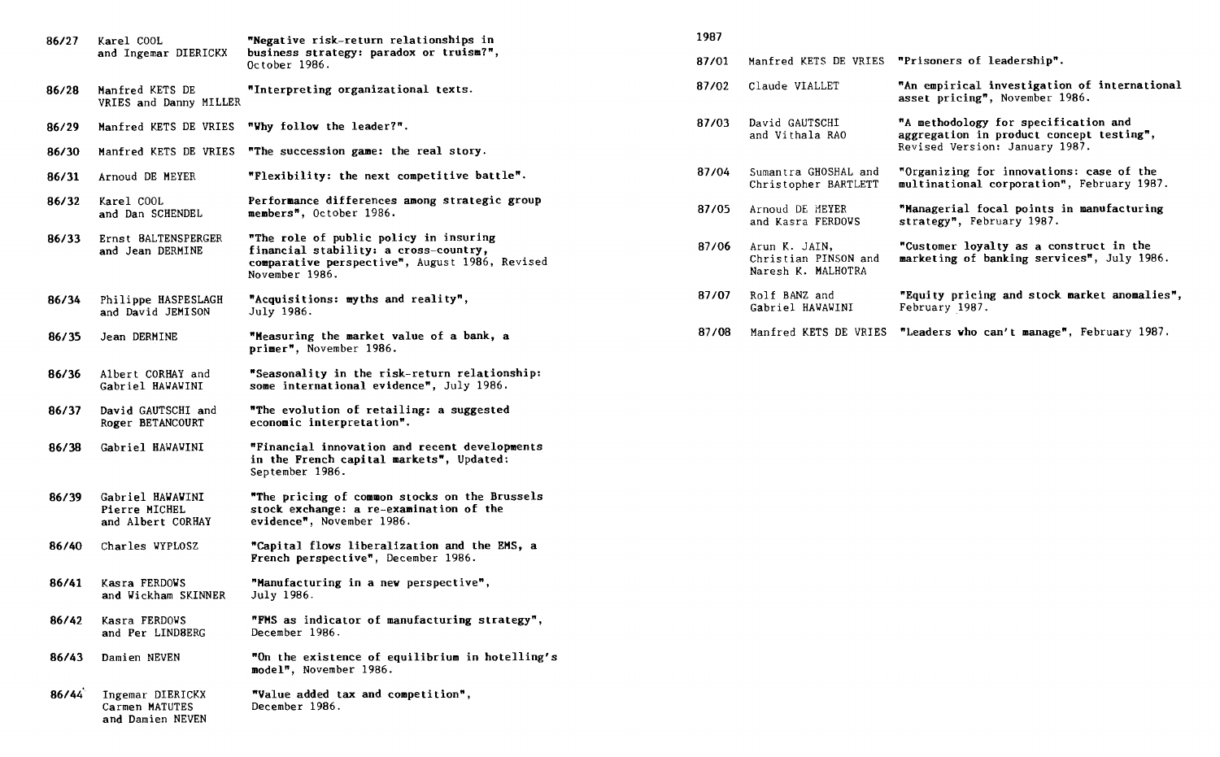| | | |
|---|---|---|
| 86/27 | Karel COOL and Ingemar DIERICKX | "Negative risk-return relationships in business strategy: paradox or truism?", October 1986. |
| 86/28 | Manfred KETS DE VRIES and Danny MILLER | "Interpreting organizational texts. |
| 86/29 | Manfred KETS DE VRIES | "Why follow the leader?". |
| 86/30 | Manfred KETS DE VRIES | "The succession game: the real story. |
| 86/31 | Arnoud DE MEYER | "Flexibility: the next competitive battle". |
| 86/32 | Karel COOL and Dan SCHENDEL | Performance differences among strategic group members", October 1986. |
| 86/33 | Ernst BALTENSPERGER and Jean DERMINE | "The role of public policy in insuring financial stability: a cross-country, comparative perspective", August 1986, Revised November 1986. |
| 86/34 | Philippe HASPESLAGH and David JEMISON | "Acquisitions: myths and reality", July 1986. |
| 86/35 | Jean DERMINE | "Measuring the market value of a bank, a primer", November 1986. |
| 86/36 | Albert CORHAY and Gabriel HAWAWINI | "Seasonality in the risk-return relationship: some international evidence", July 1986. |
| 86/37 | David GAUTSCHI and Roger BETANCOURT | "The evolution of retailing: a suggested economic interpretation". |
| 86/38 | Gabriel HAWAWINI | "Financial innovation and recent developments in the French capital markets", Updated: September 1986. |
| 86/39 | Gabriel HAWAWINI Pierre MICHEL and Albert CORHAY | "The pricing of common stocks on the Brussels stock exchange: a re-examination of the evidence", November 1986. |
| 86/40 | Charles WYPLOSZ | "Capital flows liberalization and the EMS, a French perspective", December 1986. |
| 86/41 | Kasra FERDOWS and Wickham SKINNER | "Manufacturing in a new perspective", July 1986. |
| 86/42 | Kasra FERDOWS and Per LINDBERG | "FMS as indicator of manufacturing strategy", December 1986. |
| 86/43 | Damien NEVEN | "On the existence of equilibrium in hotelling's model", November 1986. |
| 86/44 | Ingemar DIERICKX Carmen MATUTES and Damien NEVEN | "Value added tax and competition", December 1986. |

## 1987

| | | |
|---|---|---|
| 87/01 | Manfred KETS DE VRIES | "Prisoners of leadership". |
| 87/02 | Claude VIALLET | "An empirical investigation of international asset pricing", November 1986. |
| 87/03 | David GAUTSCHI and Vithala RAO | "A methodology for specification and aggregation in product concept testing", Revised Version: January 1987. |
| 87/04 | Sumantra GHOSHAL and Christopher BARTLETT | "Organizing for innovations: case of the multinational corporation", February 1987. |
| 87/05 | Arnoud DE MEYER and Kasra FERDOWS | "Managerial focal points in manufacturing strategy", February 1987. |
| 87/06 | Arun K. JAIN, Christian PINSON and Naresh K. MALHOTRA | "Customer loyalty as a construct in the marketing of banking services", July 1986. |
| 87/07 | Rolf BANZ and Gabriel HAWAWINI | "Equity pricing and stock market anomalies", February 1987. |
| 87/08 | Manfred KETS DE VRIES | "Leaders who can't manage", February 1987. |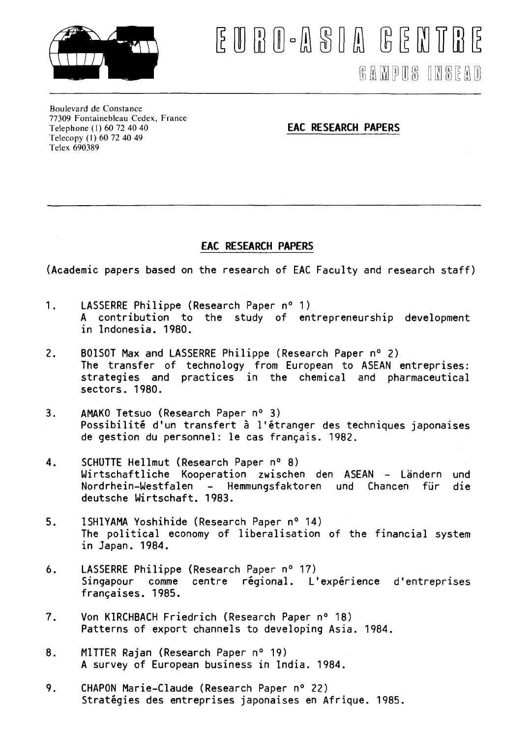# EURO-ASIA CENTRE

CAMPUS INSEAD

Boulevard de Constance
77309 Fontainebleau Cedex, France
Telephone (1) 60 72 40 40
Telecopy (1) 60 72 40 49
Telex 690389

**EAC RESEARCH PAPERS**

## EAC RESEARCH PAPERS

(Academic papers based on the research of EAC Faculty and research staff)

1. LASSERRE Philippe (Research Paper n° 1)
   A contribution to the study of entrepreneurship development in Indonesia. 1980.

2. BOISOT Max and LASSERRE Philippe (Research Paper n° 2)
   The transfer of technology from European to ASEAN entreprises: strategies and practices in the chemical and pharmaceutical sectors. 1980.

3. AMAKO Tetsuo (Research Paper n° 3)
   Possibilité d'un transfert à l'étranger des techniques japonaises de gestion du personnel: le cas français. 1982.

4. SCHUTTE Hellmut (Research Paper n° 8)
   Wirtschaftliche Kooperation zwischen den ASEAN - Ländern und Nordrhein-Westfalen - Hemmungsfaktoren und Chancen für die deutsche Wirtschaft. 1983.

5. ISHIYAMA Yoshihide (Research Paper n° 14)
   The political economy of liberalisation of the financial system in Japan. 1984.

6. LASSERRE Philippe (Research Paper n° 17)
   Singapour comme centre régional. L'expérience d'entreprises françaises. 1985.

7. Von KIRCHBACH Friedrich (Research Paper n° 18)
   Patterns of export channels to developing Asia. 1984.

8. MITTER Rajan (Research Paper n° 19)
   A survey of European business in India. 1984.

9. CHAPON Marie-Claude (Research Paper n° 22)
   Stratégies des entreprises japonaises en Afrique. 1985.